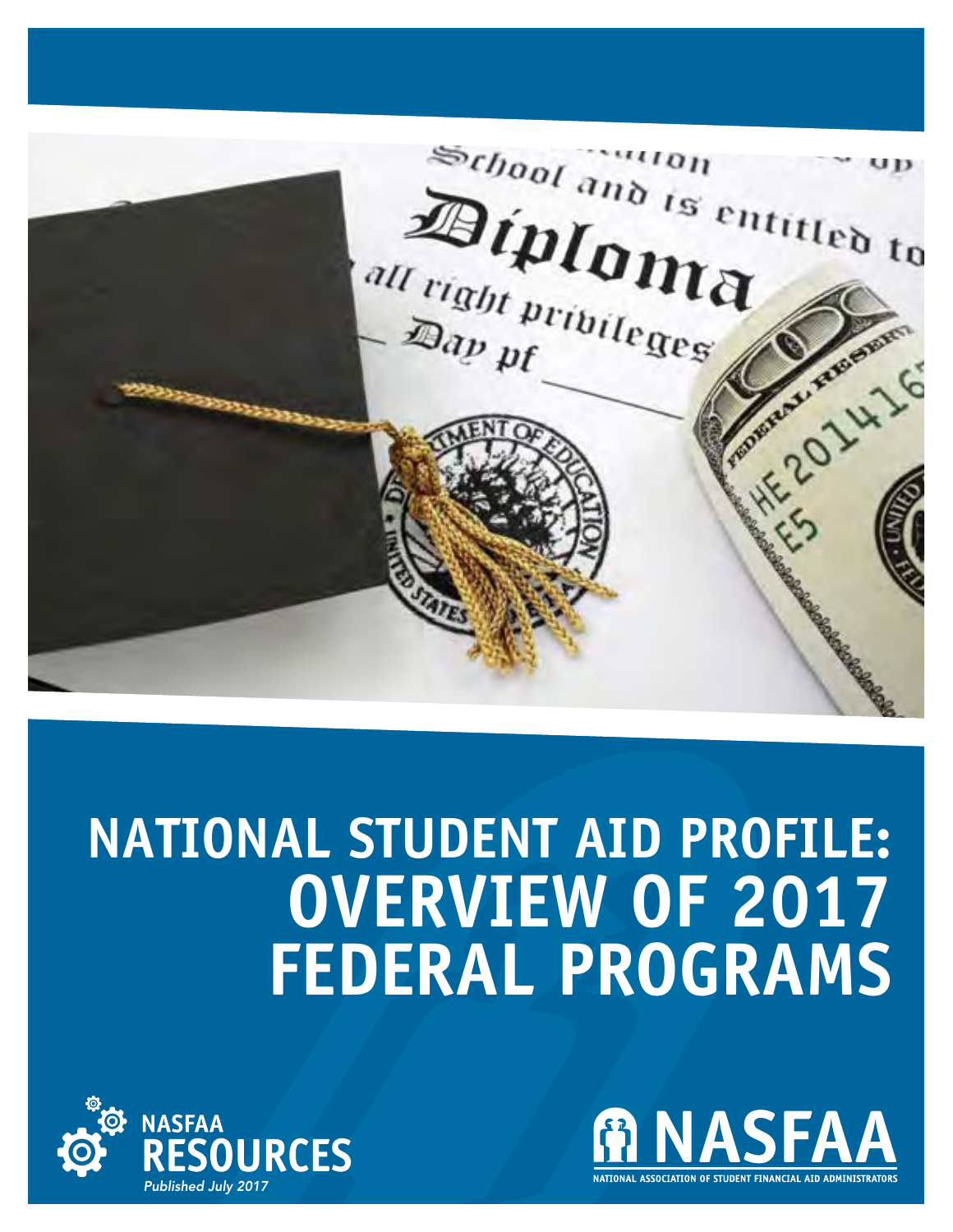# NATIONAL STUDENT AID PROFILE: OVERVIEW OF 2017 FEDERAL PROGRAMS

NASFAA RESOURCES

*Published July 2017*

NASFAA

NATIONAL ASSOCIATION OF STUDENT FINANCIAL AID ADMINISTRATORS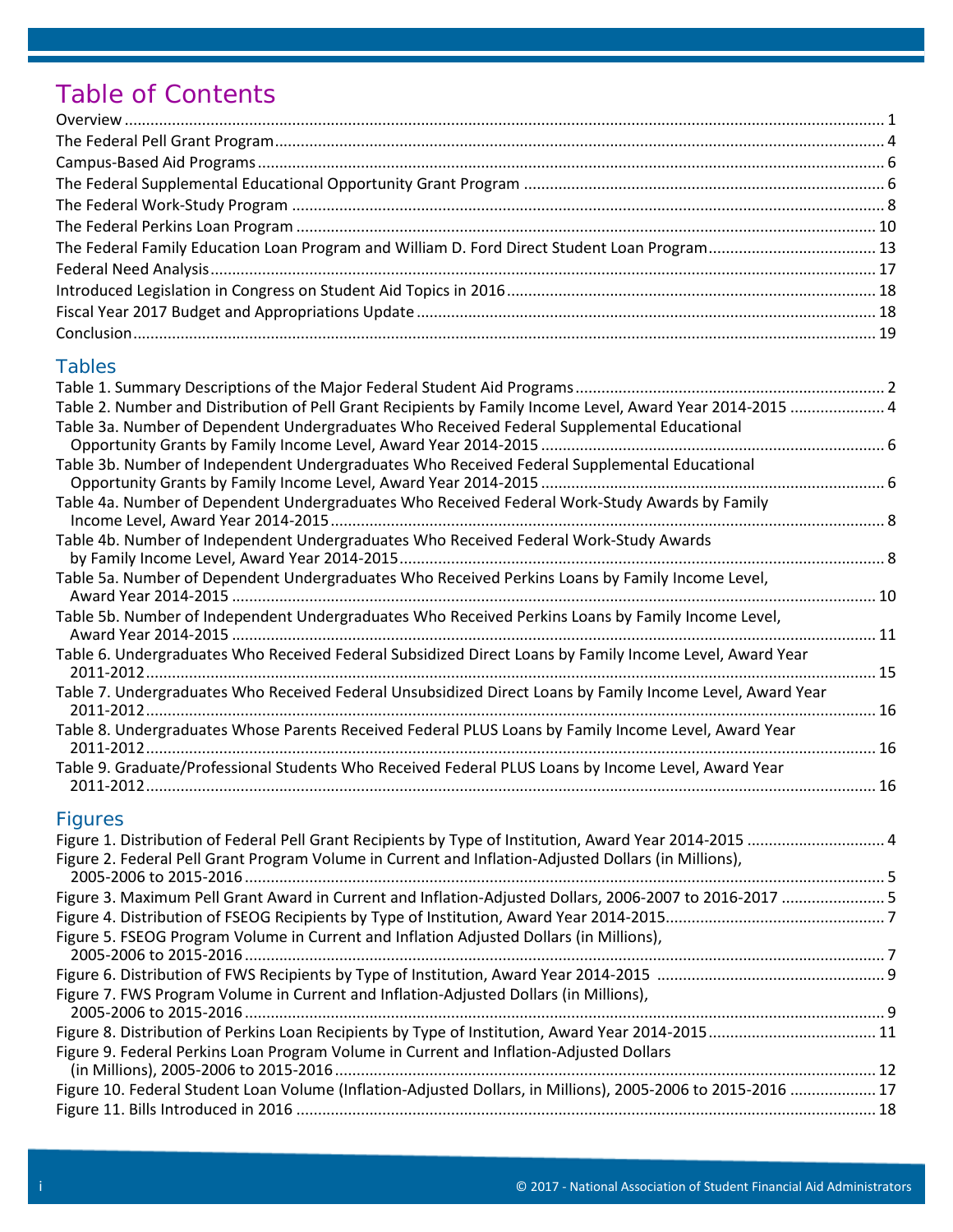# Table of Contents

Overview ........ 1
The Federal Pell Grant Program ........ 4
Campus-Based Aid Programs ........ 6
The Federal Supplemental Educational Opportunity Grant Program ........ 6
The Federal Work-Study Program ........ 8
The Federal Perkins Loan Program ........ 10
The Federal Family Education Loan Program and William D. Ford Direct Student Loan Program ........ 13
Federal Need Analysis ........ 17
Introduced Legislation in Congress on Student Aid Topics in 2016 ........ 18
Fiscal Year 2017 Budget and Appropriations Update ........ 18
Conclusion ........ 19

## Tables

Table 1. Summary Descriptions of the Major Federal Student Aid Programs ........ 2
Table 2. Number and Distribution of Pell Grant Recipients by Family Income Level, Award Year 2014-2015 ........ 4
Table 3a. Number of Dependent Undergraduates Who Received Federal Supplemental Educational Opportunity Grants by Family Income Level, Award Year 2014-2015 ........ 6
Table 3b. Number of Independent Undergraduates Who Received Federal Supplemental Educational Opportunity Grants by Family Income Level, Award Year 2014-2015 ........ 6
Table 4a. Number of Dependent Undergraduates Who Received Federal Work-Study Awards by Family Income Level, Award Year 2014-2015 ........ 8
Table 4b. Number of Independent Undergraduates Who Received Federal Work-Study Awards by Family Income Level, Award Year 2014-2015 ........ 8
Table 5a. Number of Dependent Undergraduates Who Received Perkins Loans by Family Income Level, Award Year 2014-2015 ........ 10
Table 5b. Number of Independent Undergraduates Who Received Perkins Loans by Family Income Level, Award Year 2014-2015 ........ 11
Table 6. Undergraduates Who Received Federal Subsidized Direct Loans by Family Income Level, Award Year 2011-2012 ........ 15
Table 7. Undergraduates Who Received Federal Unsubsidized Direct Loans by Family Income Level, Award Year 2011-2012 ........ 16
Table 8. Undergraduates Whose Parents Received Federal PLUS Loans by Family Income Level, Award Year 2011-2012 ........ 16
Table 9. Graduate/Professional Students Who Received Federal PLUS Loans by Income Level, Award Year 2011-2012 ........ 16

## Figures

Figure 1. Distribution of Federal Pell Grant Recipients by Type of Institution, Award Year 2014-2015 ........ 4
Figure 2. Federal Pell Grant Program Volume in Current and Inflation-Adjusted Dollars (in Millions), 2005-2006 to 2015-2016 ........ 5
Figure 3. Maximum Pell Grant Award in Current and Inflation-Adjusted Dollars, 2006-2007 to 2016-2017 ........ 5
Figure 4. Distribution of FSEOG Recipients by Type of Institution, Award Year 2014-2015 ........ 7
Figure 5. FSEOG Program Volume in Current and Inflation Adjusted Dollars (in Millions), 2005-2006 to 2015-2016 ........ 7
Figure 6. Distribution of FWS Recipients by Type of Institution, Award Year 2014-2015 ........ 9
Figure 7. FWS Program Volume in Current and Inflation-Adjusted Dollars (in Millions), 2005-2006 to 2015-2016 ........ 9
Figure 8. Distribution of Perkins Loan Recipients by Type of Institution, Award Year 2014-2015 ........ 11
Figure 9. Federal Perkins Loan Program Volume in Current and Inflation-Adjusted Dollars (in Millions), 2005-2006 to 2015-2016 ........ 12
Figure 10. Federal Student Loan Volume (Inflation-Adjusted Dollars, in Millions), 2005-2006 to 2015-2016 ........ 17
Figure 11. Bills Introduced in 2016 ........ 18

© 2017 - National Association of Student Financial Aid Administrators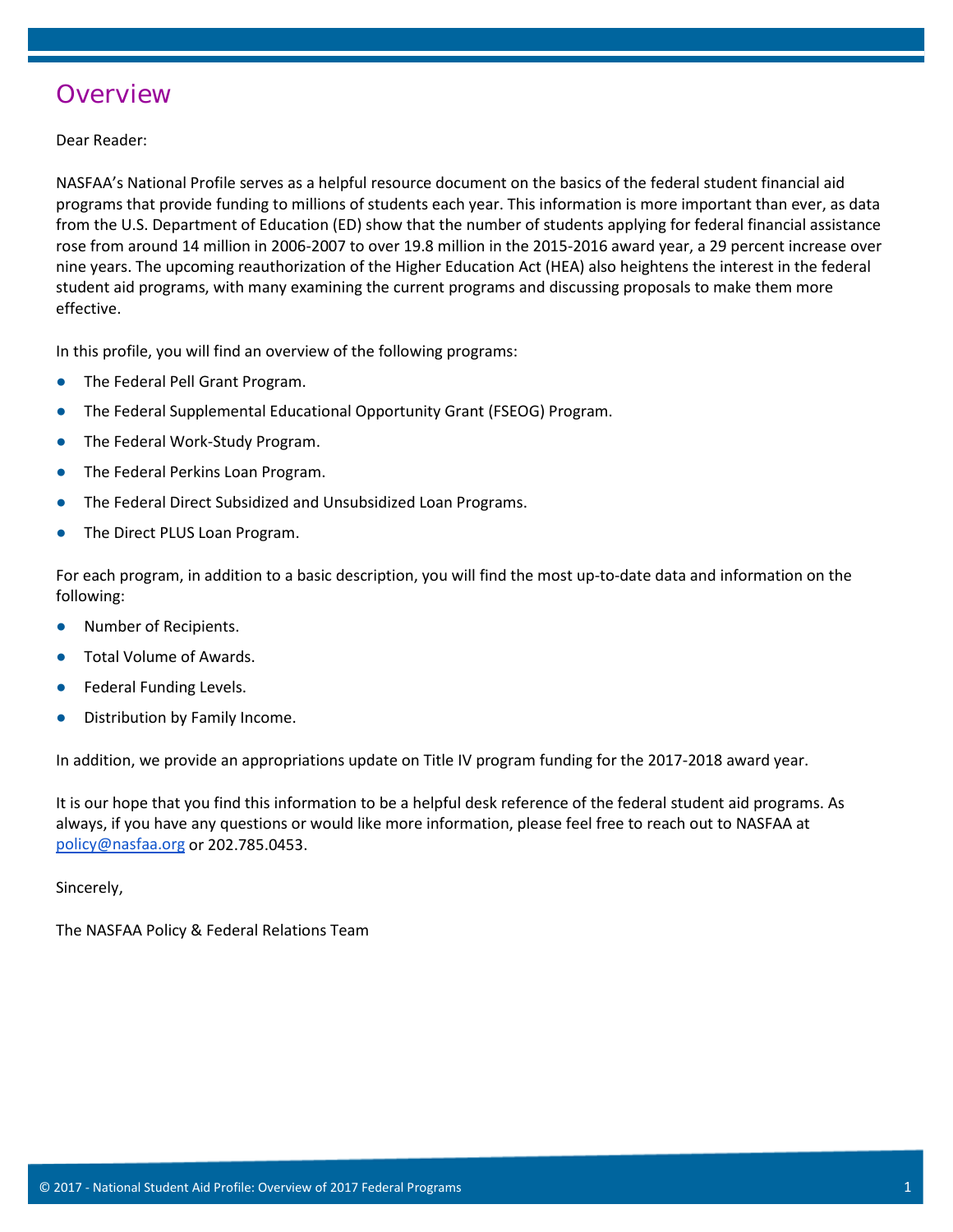# Overview

Dear Reader:

NASFAA's National Profile serves as a helpful resource document on the basics of the federal student financial aid programs that provide funding to millions of students each year. This information is more important than ever, as data from the U.S. Department of Education (ED) show that the number of students applying for federal financial assistance rose from around 14 million in 2006-2007 to over 19.8 million in the 2015-2016 award year, a 29 percent increase over nine years. The upcoming reauthorization of the Higher Education Act (HEA) also heightens the interest in the federal student aid programs, with many examining the current programs and discussing proposals to make them more effective.

In this profile, you will find an overview of the following programs:

- The Federal Pell Grant Program.
- The Federal Supplemental Educational Opportunity Grant (FSEOG) Program.
- The Federal Work-Study Program.
- The Federal Perkins Loan Program.
- The Federal Direct Subsidized and Unsubsidized Loan Programs.
- The Direct PLUS Loan Program.

For each program, in addition to a basic description, you will find the most up-to-date data and information on the following:

- Number of Recipients.
- Total Volume of Awards.
- Federal Funding Levels.
- Distribution by Family Income.

In addition, we provide an appropriations update on Title IV program funding for the 2017-2018 award year.

It is our hope that you find this information to be a helpful desk reference of the federal student aid programs. As always, if you have any questions or would like more information, please feel free to reach out to NASFAA at policy@nasfaa.org or 202.785.0453.

Sincerely,

The NASFAA Policy & Federal Relations Team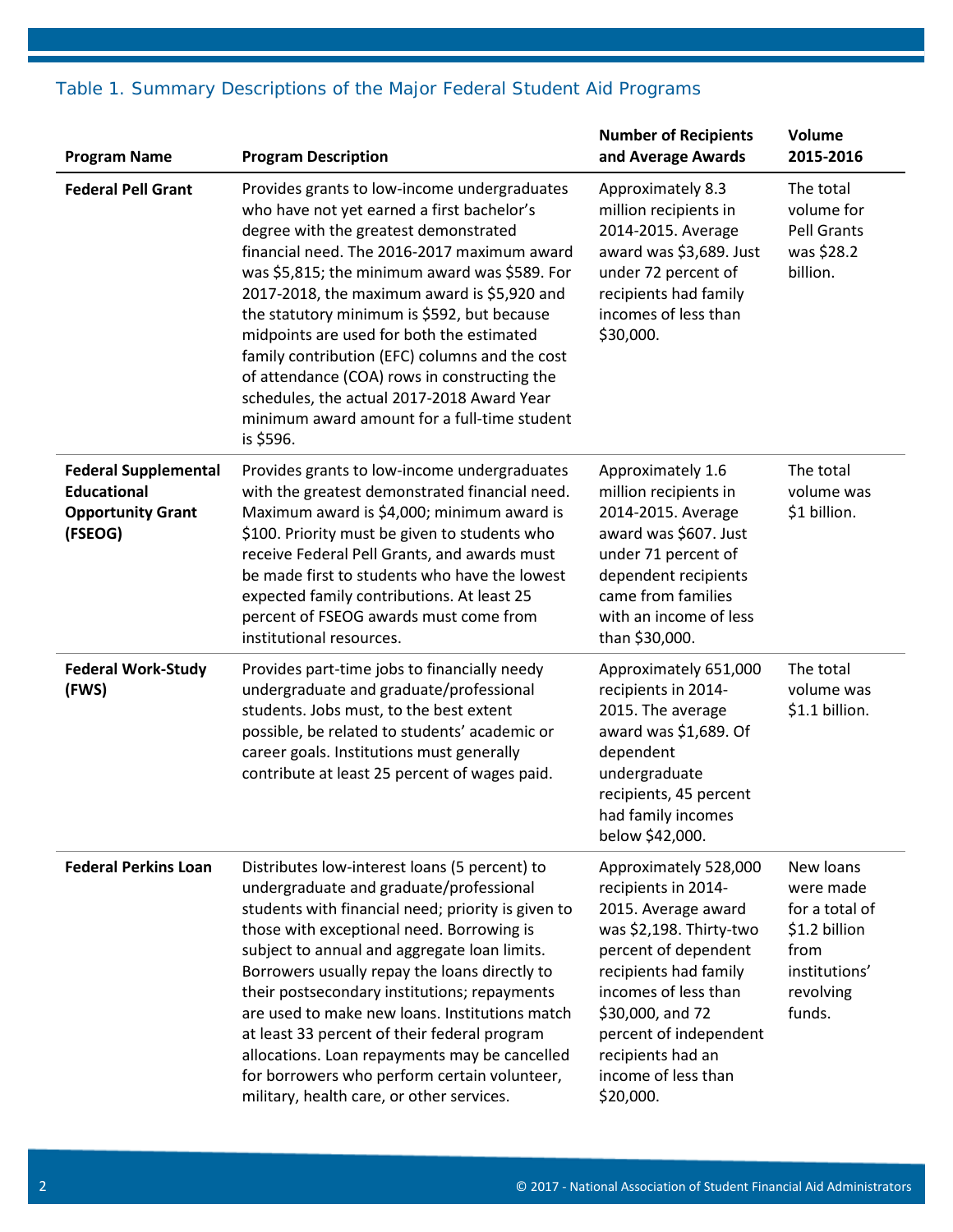### Table 1. Summary Descriptions of the Major Federal Student Aid Programs

| Program Name | Program Description | Number of Recipients and Average Awards | Volume 2015-2016 |
|---|---|---|---|
| **Federal Pell Grant** | Provides grants to low-income undergraduates who have not yet earned a first bachelor's degree with the greatest demonstrated financial need. The 2016-2017 maximum award was $5,815; the minimum award was $589. For 2017-2018, the maximum award is $5,920 and the statutory minimum is $592, but because midpoints are used for both the estimated family contribution (EFC) columns and the cost of attendance (COA) rows in constructing the schedules, the actual 2017-2018 Award Year minimum award amount for a full-time student is $596. | Approximately 8.3 million recipients in 2014-2015. Average award was $3,689. Just under 72 percent of recipients had family incomes of less than $30,000. | The total volume for Pell Grants was $28.2 billion. |
| **Federal Supplemental Educational Opportunity Grant (FSEOG)** | Provides grants to low-income undergraduates with the greatest demonstrated financial need. Maximum award is $4,000; minimum award is $100. Priority must be given to students who receive Federal Pell Grants, and awards must be made first to students who have the lowest expected family contributions. At least 25 percent of FSEOG awards must come from institutional resources. | Approximately 1.6 million recipients in 2014-2015. Average award was $607. Just under 71 percent of dependent recipients came from families with an income of less than $30,000. | The total volume was $1 billion. |
| **Federal Work-Study (FWS)** | Provides part-time jobs to financially needy undergraduate and graduate/professional students. Jobs must, to the best extent possible, be related to students' academic or career goals. Institutions must generally contribute at least 25 percent of wages paid. | Approximately 651,000 recipients in 2014-2015. The average award was $1,689. Of dependent undergraduate recipients, 45 percent had family incomes below $42,000. | The total volume was $1.1 billion. |
| **Federal Perkins Loan** | Distributes low-interest loans (5 percent) to undergraduate and graduate/professional students with financial need; priority is given to those with exceptional need. Borrowing is subject to annual and aggregate loan limits. Borrowers usually repay the loans directly to their postsecondary institutions; repayments are used to make new loans. Institutions match at least 33 percent of their federal program allocations. Loan repayments may be cancelled for borrowers who perform certain volunteer, military, health care, or other services. | Approximately 528,000 recipients in 2014-2015. Average award was $2,198. Thirty-two percent of dependent recipients had family incomes of less than $30,000, and 72 percent of independent recipients had an income of less than $20,000. | New loans were made for a total of $1.2 billion from institutions' revolving funds. |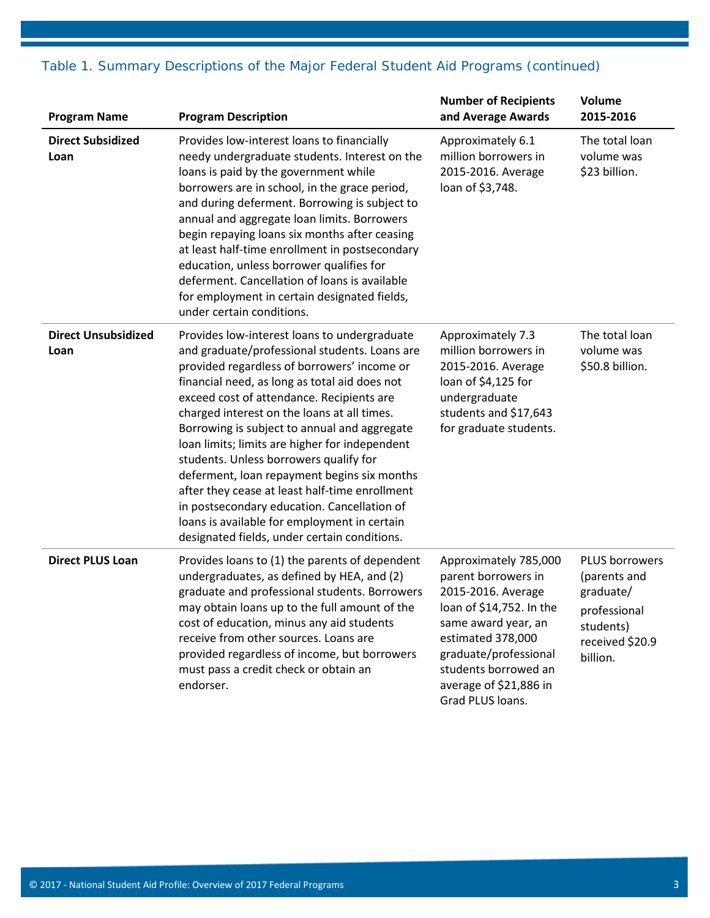### Table 1. Summary Descriptions of the Major Federal Student Aid Programs (continued)

| Program Name | Program Description | Number of Recipients and Average Awards | Volume 2015-2016 |
|---|---|---|---|
| **Direct Subsidized Loan** | Provides low-interest loans to financially needy undergraduate students. Interest on the loans is paid by the government while borrowers are in school, in the grace period, and during deferment. Borrowing is subject to annual and aggregate loan limits. Borrowers begin repaying loans six months after ceasing at least half-time enrollment in postsecondary education, unless borrower qualifies for deferment. Cancellation of loans is available for employment in certain designated fields, under certain conditions. | Approximately 6.1 million borrowers in 2015-2016. Average loan of $3,748. | The total loan volume was $23 billion. |
| **Direct Unsubsidized Loan** | Provides low-interest loans to undergraduate and graduate/professional students. Loans are provided regardless of borrowers' income or financial need, as long as total aid does not exceed cost of attendance. Recipients are charged interest on the loans at all times. Borrowing is subject to annual and aggregate loan limits; limits are higher for independent students. Unless borrowers qualify for deferment, loan repayment begins six months after they cease at least half-time enrollment in postsecondary education. Cancellation of loans is available for employment in certain designated fields, under certain conditions. | Approximately 7.3 million borrowers in 2015-2016. Average loan of $4,125 for undergraduate students and $17,643 for graduate students. | The total loan volume was $50.8 billion. |
| **Direct PLUS Loan** | Provides loans to (1) the parents of dependent undergraduates, as defined by HEA, and (2) graduate and professional students. Borrowers may obtain loans up to the full amount of the cost of education, minus any aid students receive from other sources. Loans are provided regardless of income, but borrowers must pass a credit check or obtain an endorser. | Approximately 785,000 parent borrowers in 2015-2016. Average loan of $14,752. In the same award year, an estimated 378,000 graduate/professional students borrowed an average of $21,886 in Grad PLUS loans. | PLUS borrowers (parents and graduate/ professional students) received $20.9 billion. |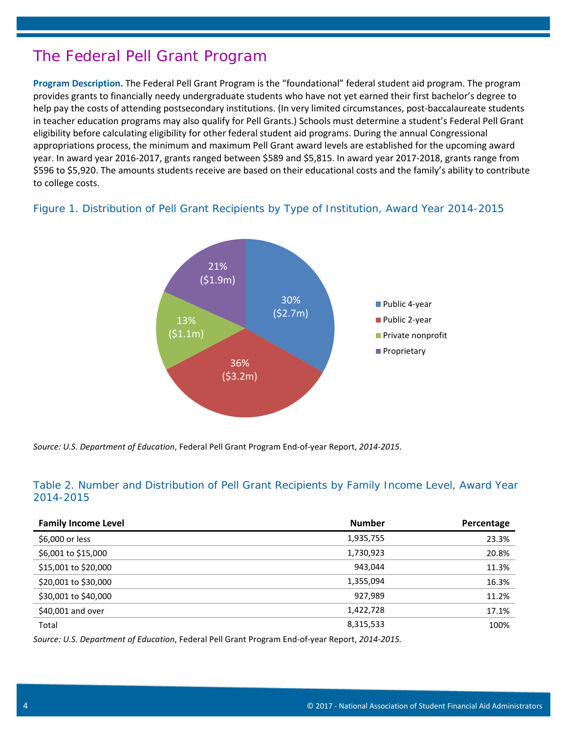# The Federal Pell Grant Program

**Program Description.** The Federal Pell Grant Program is the "foundational" federal student aid program. The program provides grants to financially needy undergraduate students who have not yet earned their first bachelor's degree to help pay the costs of attending postsecondary institutions. (In very limited circumstances, post-baccalaureate students in teacher education programs may also qualify for Pell Grants.) Schools must determine a student's Federal Pell Grant eligibility before calculating eligibility for other federal student aid programs. During the annual Congressional appropriations process, the minimum and maximum Pell Grant award levels are established for the upcoming award year. In award year 2016-2017, grants ranged between $589 and $5,815. In award year 2017-2018, grants range from $596 to $5,920. The amounts students receive are based on their educational costs and the family's ability to contribute to college costs.

## Figure 1. Distribution of Pell Grant Recipients by Type of Institution, Award Year 2014-2015

| Type of Institution | Percentage | Recipients |
|---|---|---|
| Public 4-year | 30% | ($2.7m) |
| Public 2-year | 36% | ($3.2m) |
| Private nonprofit | 13% | ($1.1m) |
| Proprietary | 21% | ($1.9m) |

*Source: U.S. Department of Education*, Federal Pell Grant Program End-of-year Report, *2014-2015*.

## Table 2. Number and Distribution of Pell Grant Recipients by Family Income Level, Award Year 2014-2015

| Family Income Level | Number | Percentage |
|---|---|---|
| $6,000 or less | 1,935,755 | 23.3% |
| $6,001 to $15,000 | 1,730,923 | 20.8% |
| $15,001 to $20,000 | 943,044 | 11.3% |
| $20,001 to $30,000 | 1,355,094 | 16.3% |
| $30,001 to $40,000 | 927,989 | 11.2% |
| $40,001 and over | 1,422,728 | 17.1% |
| Total | 8,315,533 | 100% |

*Source: U.S. Department of Education*, Federal Pell Grant Program End-of-year Report, *2014-2015.*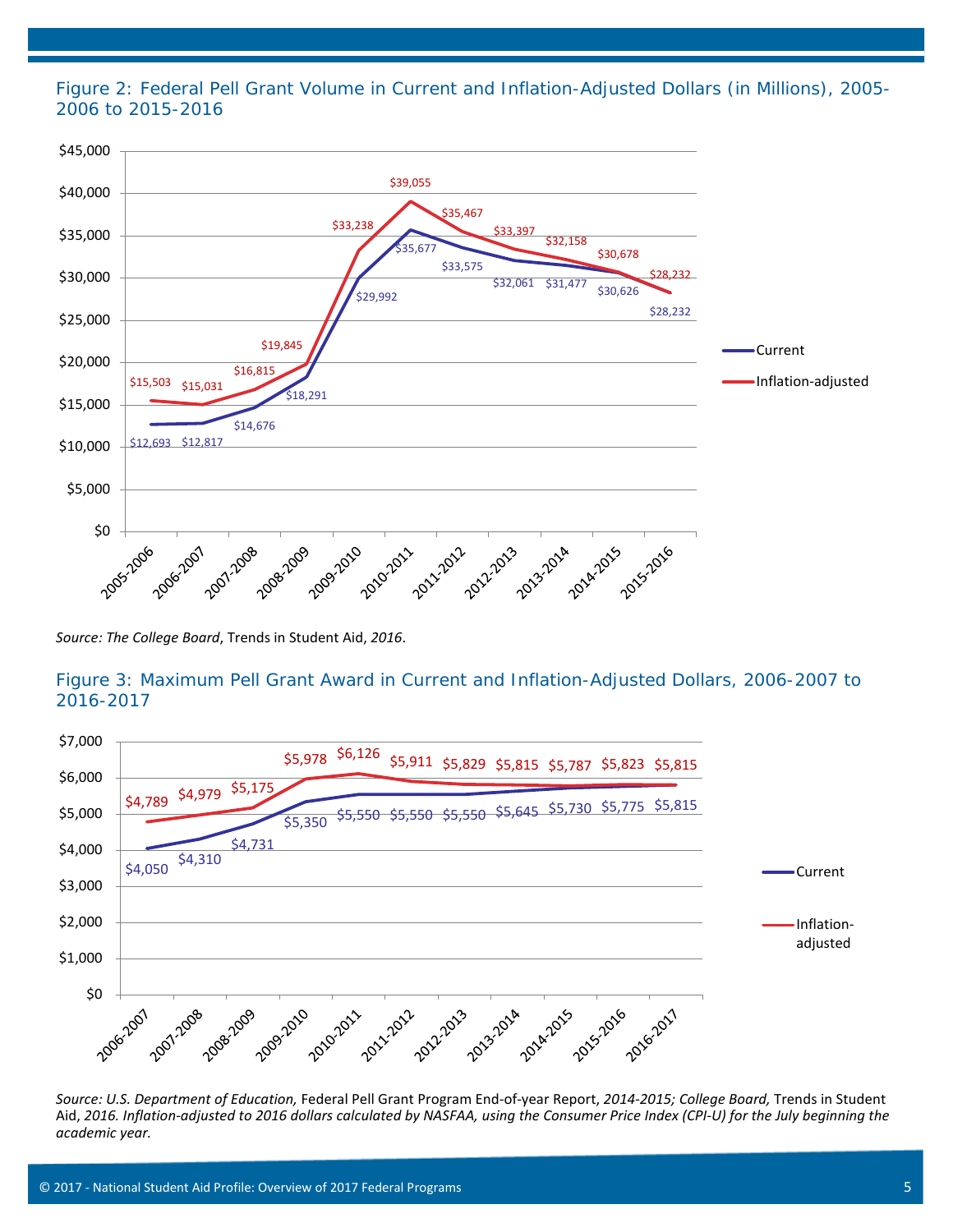### Figure 2: Federal Pell Grant Volume in Current and Inflation-Adjusted Dollars (in Millions), 2005-2006 to 2015-2016

| Year | Current | Inflation-adjusted |
|---|---|---|
| 2005-2006 | $12,693 | $15,503 |
| 2006-2007 | $12,817 | $15,031 |
| 2007-2008 | $14,676 | $16,815 |
| 2008-2009 | $18,291 | $19,845 |
| 2009-2010 | $29,992 | $33,238 |
| 2010-2011 | $35,677 | $39,055 |
| 2011-2012 | $33,575 | $35,467 |
| 2012-2013 | $32,061 | $33,397 |
| 2013-2014 | $31,477 | $32,158 |
| 2014-2015 | $30,626 | $30,678 |
| 2015-2016 | $28,232 | $28,232 |

*Source: The College Board*, Trends in Student Aid, *2016*.

### Figure 3: Maximum Pell Grant Award in Current and Inflation-Adjusted Dollars, 2006-2007 to 2016-2017

| Year | Current | Inflation-adjusted |
|---|---|---|
| 2006-2007 | $4,050 | $4,789 |
| 2007-2008 | $4,310 | $4,979 |
| 2008-2009 | $4,731 | $5,175 |
| 2009-2010 | $5,350 | $5,978 |
| 2010-2011 | $5,550 | $6,126 |
| 2011-2012 | $5,550 | $5,911 |
| 2012-2013 | $5,550 | $5,829 |
| 2013-2014 | $5,645 | $5,815 |
| 2014-2015 | $5,730 | $5,787 |
| 2015-2016 | $5,775 | $5,823 |
| 2016-2017 | $5,815 | $5,815 |

*Source: U.S. Department of Education,* Federal Pell Grant Program End-of-year Report, *2014-2015; College Board,* Trends in Student Aid, *2016. Inflation-adjusted to 2016 dollars calculated by NASFAA, using the Consumer Price Index (CPI-U) for the July beginning the academic year.*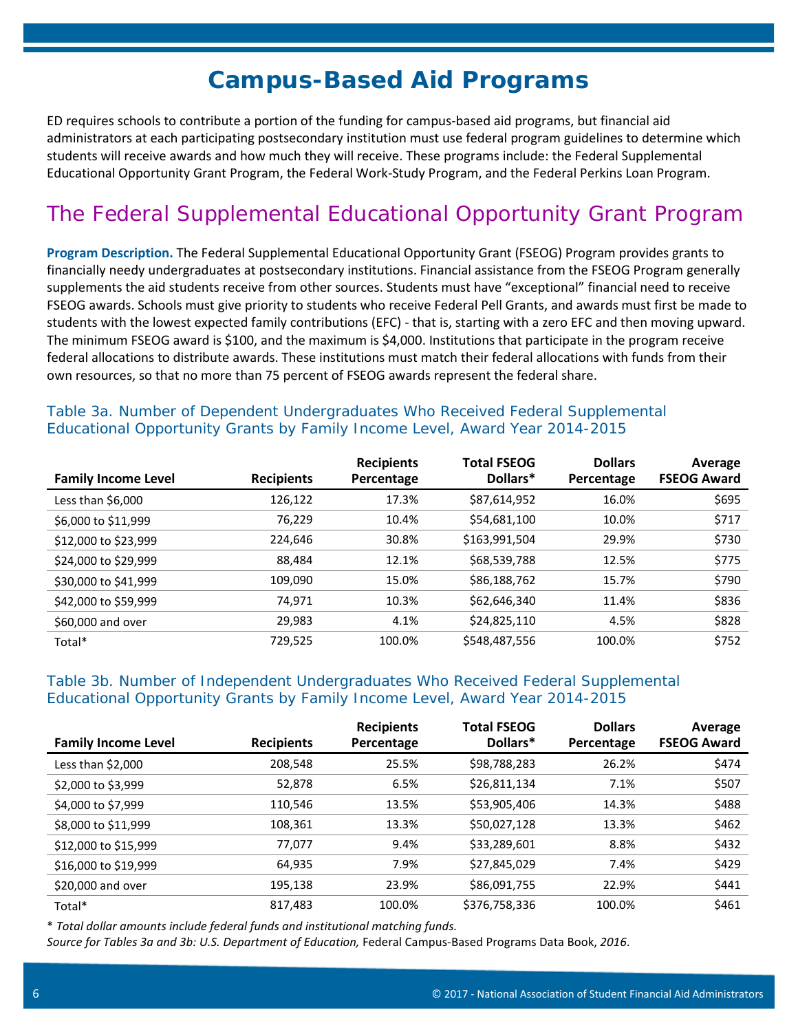# Campus-Based Aid Programs

ED requires schools to contribute a portion of the funding for campus-based aid programs, but financial aid administrators at each participating postsecondary institution must use federal program guidelines to determine which students will receive awards and how much they will receive. These programs include: the Federal Supplemental Educational Opportunity Grant Program, the Federal Work-Study Program, and the Federal Perkins Loan Program.

## The Federal Supplemental Educational Opportunity Grant Program

**Program Description.** The Federal Supplemental Educational Opportunity Grant (FSEOG) Program provides grants to financially needy undergraduates at postsecondary institutions. Financial assistance from the FSEOG Program generally supplements the aid students receive from other sources. Students must have "exceptional" financial need to receive FSEOG awards. Schools must give priority to students who receive Federal Pell Grants, and awards must first be made to students with the lowest expected family contributions (EFC) - that is, starting with a zero EFC and then moving upward. The minimum FSEOG award is $100, and the maximum is $4,000. Institutions that participate in the program receive federal allocations to distribute awards. These institutions must match their federal allocations with funds from their own resources, so that no more than 75 percent of FSEOG awards represent the federal share.

### Table 3a. Number of Dependent Undergraduates Who Received Federal Supplemental Educational Opportunity Grants by Family Income Level, Award Year 2014-2015

| Family Income Level | Recipients | Recipients Percentage | Total FSEOG Dollars* | Dollars Percentage | Average FSEOG Award |
|---|---|---|---|---|---|
| Less than $6,000 | 126,122 | 17.3% | $87,614,952 | 16.0% | $695 |
| $6,000 to $11,999 | 76,229 | 10.4% | $54,681,100 | 10.0% | $717 |
| $12,000 to $23,999 | 224,646 | 30.8% | $163,991,504 | 29.9% | $730 |
| $24,000 to $29,999 | 88,484 | 12.1% | $68,539,788 | 12.5% | $775 |
| $30,000 to $41,999 | 109,090 | 15.0% | $86,188,762 | 15.7% | $790 |
| $42,000 to $59,999 | 74,971 | 10.3% | $62,646,340 | 11.4% | $836 |
| $60,000 and over | 29,983 | 4.1% | $24,825,110 | 4.5% | $828 |
| Total* | 729,525 | 100.0% | $548,487,556 | 100.0% | $752 |

### Table 3b. Number of Independent Undergraduates Who Received Federal Supplemental Educational Opportunity Grants by Family Income Level, Award Year 2014-2015

| Family Income Level | Recipients | Recipients Percentage | Total FSEOG Dollars* | Dollars Percentage | Average FSEOG Award |
|---|---|---|---|---|---|
| Less than $2,000 | 208,548 | 25.5% | $98,788,283 | 26.2% | $474 |
| $2,000 to $3,999 | 52,878 | 6.5% | $26,811,134 | 7.1% | $507 |
| $4,000 to $7,999 | 110,546 | 13.5% | $53,905,406 | 14.3% | $488 |
| $8,000 to $11,999 | 108,361 | 13.3% | $50,027,128 | 13.3% | $462 |
| $12,000 to $15,999 | 77,077 | 9.4% | $33,289,601 | 8.8% | $432 |
| $16,000 to $19,999 | 64,935 | 7.9% | $27,845,029 | 7.4% | $429 |
| $20,000 and over | 195,138 | 23.9% | $86,091,755 | 22.9% | $441 |
| Total* | 817,483 | 100.0% | $376,758,336 | 100.0% | $461 |

\* *Total dollar amounts include federal funds and institutional matching funds.*

*Source for Tables 3a and 3b: U.S. Department of Education,* Federal Campus-Based Programs Data Book, *2016.*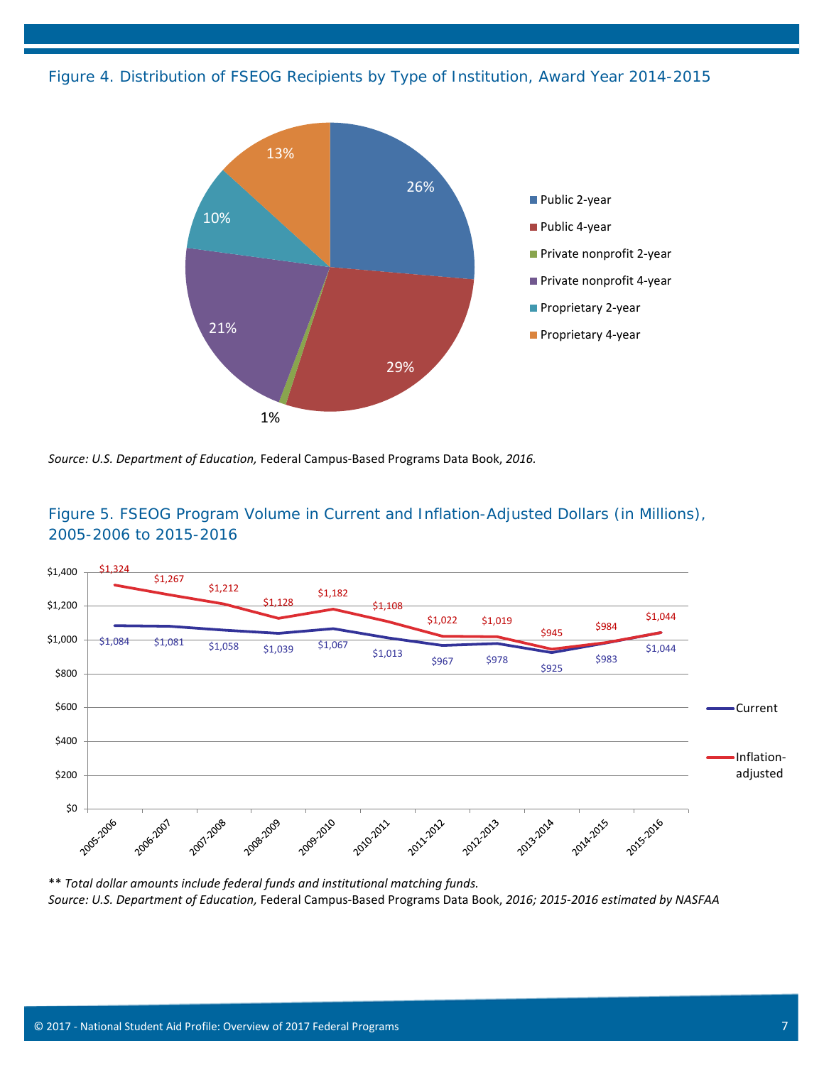Figure 4. Distribution of FSEOG Recipients by Type of Institution, Award Year 2014-2015

| Type of Institution | Percent |
|---|---|
| Public 2-year | 26% |
| Public 4-year | 29% |
| Private nonprofit 2-year | 1% |
| Private nonprofit 4-year | 21% |
| Proprietary 2-year | 10% |
| Proprietary 4-year | 13% |

*Source: U.S. Department of Education,* Federal Campus-Based Programs Data Book, *2016.*

Figure 5. FSEOG Program Volume in Current and Inflation-Adjusted Dollars (in Millions), 2005-2006 to 2015-2016

| Year | Current | Inflation-adjusted |
|---|---|---|
| 2005-2006 | $1,084 | $1,324 |
| 2006-2007 | $1,081 | $1,267 |
| 2007-2008 | $1,058 | $1,212 |
| 2008-2009 | $1,039 | $1,128 |
| 2009-2010 | $1,067 | $1,182 |
| 2010-2011 | $1,013 | $1,108 |
| 2011-2012 | $967 | $1,022 |
| 2012-2013 | $978 | $1,019 |
| 2013-2014 | $925 | $945 |
| 2014-2015 | $983 | $984 |
| 2015-2016 | $1,044 | $1,044 |

*\*\* Total dollar amounts include federal funds and institutional matching funds.*
*Source: U.S. Department of Education,* Federal Campus-Based Programs Data Book, *2016; 2015-2016 estimated by NASFAA*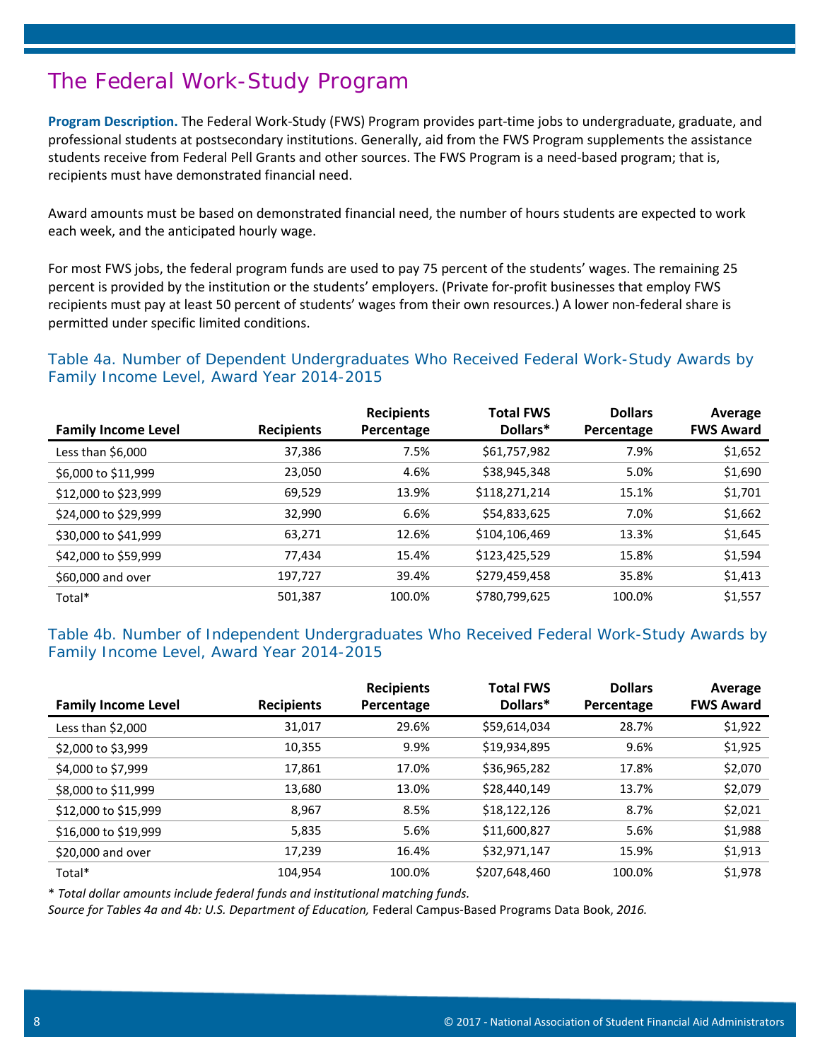# The Federal Work-Study Program

**Program Description.** The Federal Work-Study (FWS) Program provides part-time jobs to undergraduate, graduate, and professional students at postsecondary institutions. Generally, aid from the FWS Program supplements the assistance students receive from Federal Pell Grants and other sources. The FWS Program is a need-based program; that is, recipients must have demonstrated financial need.

Award amounts must be based on demonstrated financial need, the number of hours students are expected to work each week, and the anticipated hourly wage.

For most FWS jobs, the federal program funds are used to pay 75 percent of the students' wages. The remaining 25 percent is provided by the institution or the students' employers. (Private for-profit businesses that employ FWS recipients must pay at least 50 percent of students' wages from their own resources.) A lower non-federal share is permitted under specific limited conditions.

## Table 4a. Number of Dependent Undergraduates Who Received Federal Work-Study Awards by Family Income Level, Award Year 2014-2015

| Family Income Level | Recipients | Recipients Percentage | Total FWS Dollars* | Dollars Percentage | Average FWS Award |
|---|---|---|---|---|---|
| Less than $6,000 | 37,386 | 7.5% | $61,757,982 | 7.9% | $1,652 |
| $6,000 to $11,999 | 23,050 | 4.6% | $38,945,348 | 5.0% | $1,690 |
| $12,000 to $23,999 | 69,529 | 13.9% | $118,271,214 | 15.1% | $1,701 |
| $24,000 to $29,999 | 32,990 | 6.6% | $54,833,625 | 7.0% | $1,662 |
| $30,000 to $41,999 | 63,271 | 12.6% | $104,106,469 | 13.3% | $1,645 |
| $42,000 to $59,999 | 77,434 | 15.4% | $123,425,529 | 15.8% | $1,594 |
| $60,000 and over | 197,727 | 39.4% | $279,459,458 | 35.8% | $1,413 |
| Total* | 501,387 | 100.0% | $780,799,625 | 100.0% | $1,557 |

## Table 4b. Number of Independent Undergraduates Who Received Federal Work-Study Awards by Family Income Level, Award Year 2014-2015

| Family Income Level | Recipients | Recipients Percentage | Total FWS Dollars* | Dollars Percentage | Average FWS Award |
|---|---|---|---|---|---|
| Less than $2,000 | 31,017 | 29.6% | $59,614,034 | 28.7% | $1,922 |
| $2,000 to $3,999 | 10,355 | 9.9% | $19,934,895 | 9.6% | $1,925 |
| $4,000 to $7,999 | 17,861 | 17.0% | $36,965,282 | 17.8% | $2,070 |
| $8,000 to $11,999 | 13,680 | 13.0% | $28,440,149 | 13.7% | $2,079 |
| $12,000 to $15,999 | 8,967 | 8.5% | $18,122,126 | 8.7% | $2,021 |
| $16,000 to $19,999 | 5,835 | 5.6% | $11,600,827 | 5.6% | $1,988 |
| $20,000 and over | 17,239 | 16.4% | $32,971,147 | 15.9% | $1,913 |
| Total* | 104,954 | 100.0% | $207,648,460 | 100.0% | $1,978 |

* *Total dollar amounts include federal funds and institutional matching funds.*

*Source for Tables 4a and 4b: U.S. Department of Education,* Federal Campus-Based Programs Data Book, *2016.*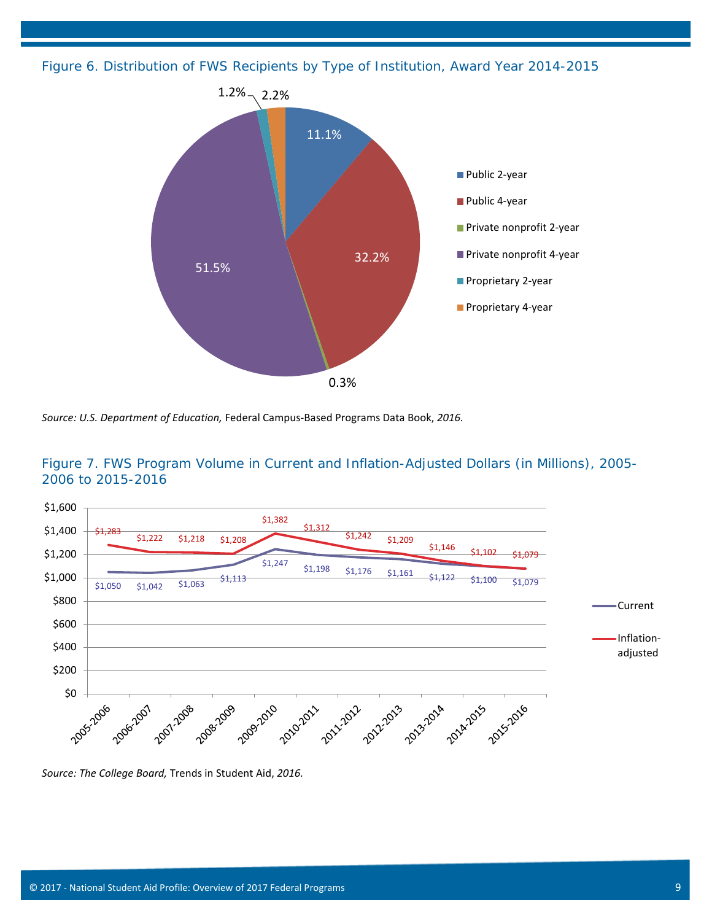Figure 6. Distribution of FWS Recipients by Type of Institution, Award Year 2014-2015

| Type of Institution | Percent |
|---|---|
| Public 2-year | 11.1% |
| Public 4-year | 32.2% |
| Private nonprofit 2-year | 0.3% |
| Private nonprofit 4-year | 51.5% |
| Proprietary 2-year | 1.2% |
| Proprietary 4-year | 2.2% |

*Source: U.S. Department of Education,* Federal Campus-Based Programs Data Book, *2016.*

Figure 7. FWS Program Volume in Current and Inflation-Adjusted Dollars (in Millions), 2005-2006 to 2015-2016

| Year | Current | Inflation-adjusted |
|---|---|---|
| 2005-2006 | $1,050 | $1,283 |
| 2006-2007 | $1,042 | $1,222 |
| 2007-2008 | $1,063 | $1,218 |
| 2008-2009 | $1,113 | $1,208 |
| 2009-2010 | $1,247 | $1,382 |
| 2010-2011 | $1,198 | $1,312 |
| 2011-2012 | $1,176 | $1,242 |
| 2012-2013 | $1,161 | $1,209 |
| 2013-2014 | $1,122 | $1,146 |
| 2014-2015 | $1,100 | $1,102 |
| 2015-2016 | $1,079 | $1,079 |

*Source: The College Board,* Trends in Student Aid, *2016.*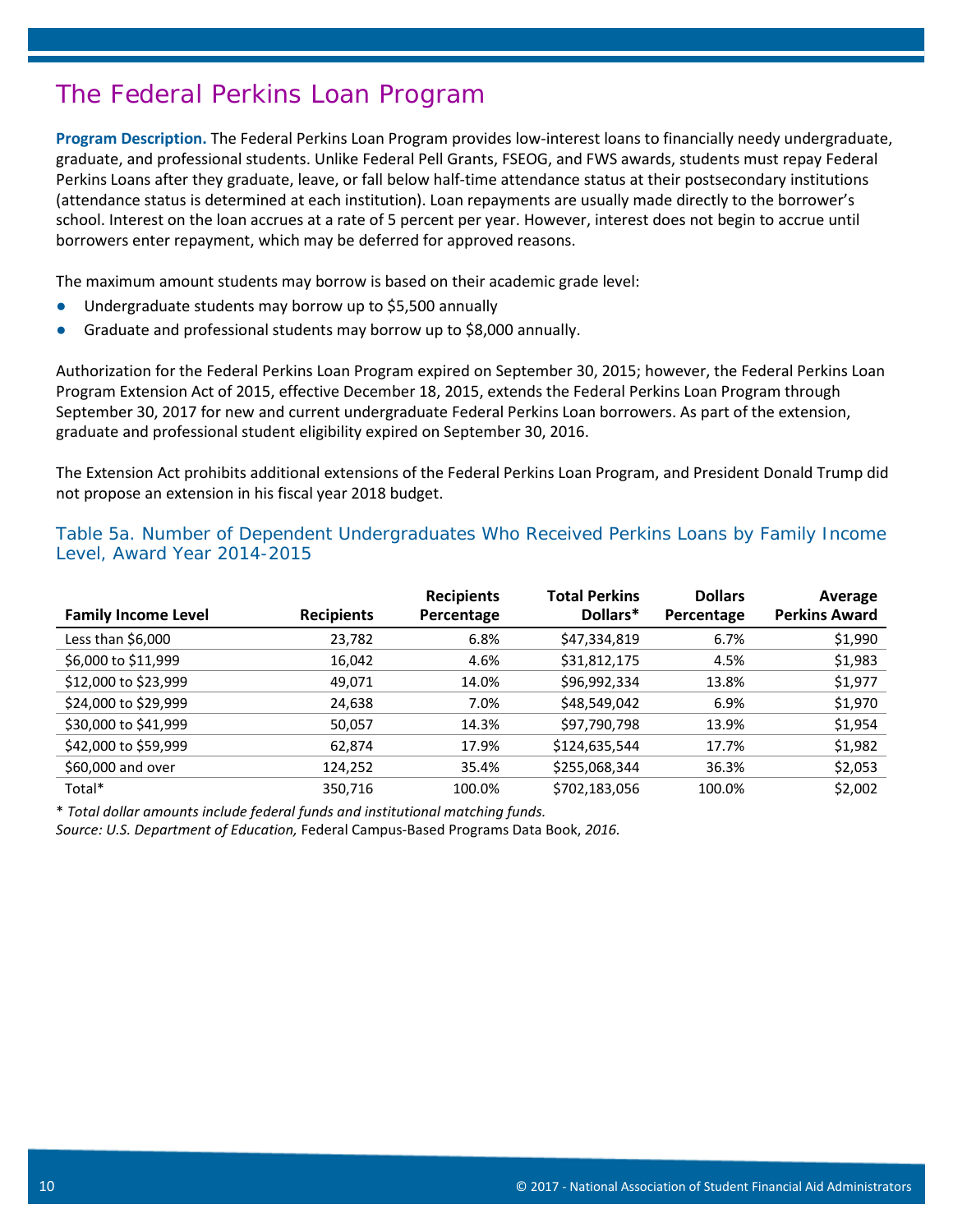# The Federal Perkins Loan Program

**Program Description.** The Federal Perkins Loan Program provides low-interest loans to financially needy undergraduate, graduate, and professional students. Unlike Federal Pell Grants, FSEOG, and FWS awards, students must repay Federal Perkins Loans after they graduate, leave, or fall below half-time attendance status at their postsecondary institutions (attendance status is determined at each institution). Loan repayments are usually made directly to the borrower's school. Interest on the loan accrues at a rate of 5 percent per year. However, interest does not begin to accrue until borrowers enter repayment, which may be deferred for approved reasons.

The maximum amount students may borrow is based on their academic grade level:

- Undergraduate students may borrow up to $5,500 annually
- Graduate and professional students may borrow up to $8,000 annually.

Authorization for the Federal Perkins Loan Program expired on September 30, 2015; however, the Federal Perkins Loan Program Extension Act of 2015, effective December 18, 2015, extends the Federal Perkins Loan Program through September 30, 2017 for new and current undergraduate Federal Perkins Loan borrowers. As part of the extension, graduate and professional student eligibility expired on September 30, 2016.

The Extension Act prohibits additional extensions of the Federal Perkins Loan Program, and President Donald Trump did not propose an extension in his fiscal year 2018 budget.

### Table 5a. Number of Dependent Undergraduates Who Received Perkins Loans by Family Income Level, Award Year 2014-2015

| Family Income Level | Recipients | Recipients Percentage | Total Perkins Dollars* | Dollars Percentage | Average Perkins Award |
|---|---|---|---|---|---|
| Less than $6,000 | 23,782 | 6.8% | $47,334,819 | 6.7% | $1,990 |
| $6,000 to $11,999 | 16,042 | 4.6% | $31,812,175 | 4.5% | $1,983 |
| $12,000 to $23,999 | 49,071 | 14.0% | $96,992,334 | 13.8% | $1,977 |
| $24,000 to $29,999 | 24,638 | 7.0% | $48,549,042 | 6.9% | $1,970 |
| $30,000 to $41,999 | 50,057 | 14.3% | $97,790,798 | 13.9% | $1,954 |
| $42,000 to $59,999 | 62,874 | 17.9% | $124,635,544 | 17.7% | $1,982 |
| $60,000 and over | 124,252 | 35.4% | $255,068,344 | 36.3% | $2,053 |
| Total* | 350,716 | 100.0% | $702,183,056 | 100.0% | $2,002 |

* *Total dollar amounts include federal funds and institutional matching funds.*

*Source: U.S. Department of Education,* Federal Campus-Based Programs Data Book, *2016.*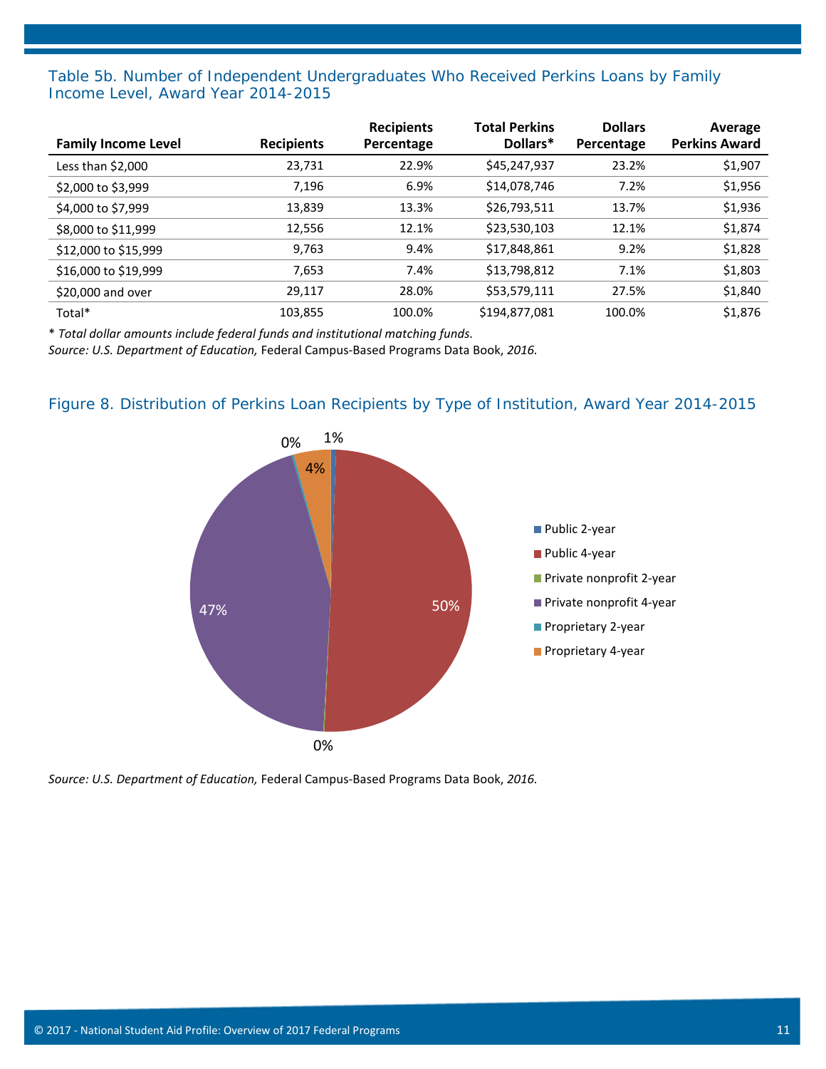### Table 5b. Number of Independent Undergraduates Who Received Perkins Loans by Family Income Level, Award Year 2014-2015

| Family Income Level | Recipients | Recipients Percentage | Total Perkins Dollars* | Dollars Percentage | Average Perkins Award |
|---|---|---|---|---|---|
| Less than $2,000 | 23,731 | 22.9% | $45,247,937 | 23.2% | $1,907 |
| $2,000 to $3,999 | 7,196 | 6.9% | $14,078,746 | 7.2% | $1,956 |
| $4,000 to $7,999 | 13,839 | 13.3% | $26,793,511 | 13.7% | $1,936 |
| $8,000 to $11,999 | 12,556 | 12.1% | $23,530,103 | 12.1% | $1,874 |
| $12,000 to $15,999 | 9,763 | 9.4% | $17,848,861 | 9.2% | $1,828 |
| $16,000 to $19,999 | 7,653 | 7.4% | $13,798,812 | 7.1% | $1,803 |
| $20,000 and over | 29,117 | 28.0% | $53,579,111 | 27.5% | $1,840 |
| Total* | 103,855 | 100.0% | $194,877,081 | 100.0% | $1,876 |

*\* Total dollar amounts include federal funds and institutional matching funds.*

*Source: U.S. Department of Education,* Federal Campus-Based Programs Data Book, *2016.*

### Figure 8. Distribution of Perkins Loan Recipients by Type of Institution, Award Year 2014-2015

| Type of Institution | Percentage |
|---|---|
| Public 2-year | 1% |
| Public 4-year | 50% |
| Private nonprofit 2-year | 0% |
| Private nonprofit 4-year | 47% |
| Proprietary 2-year | 0% |
| Proprietary 4-year | 4% |

*Source: U.S. Department of Education,* Federal Campus-Based Programs Data Book, *2016.*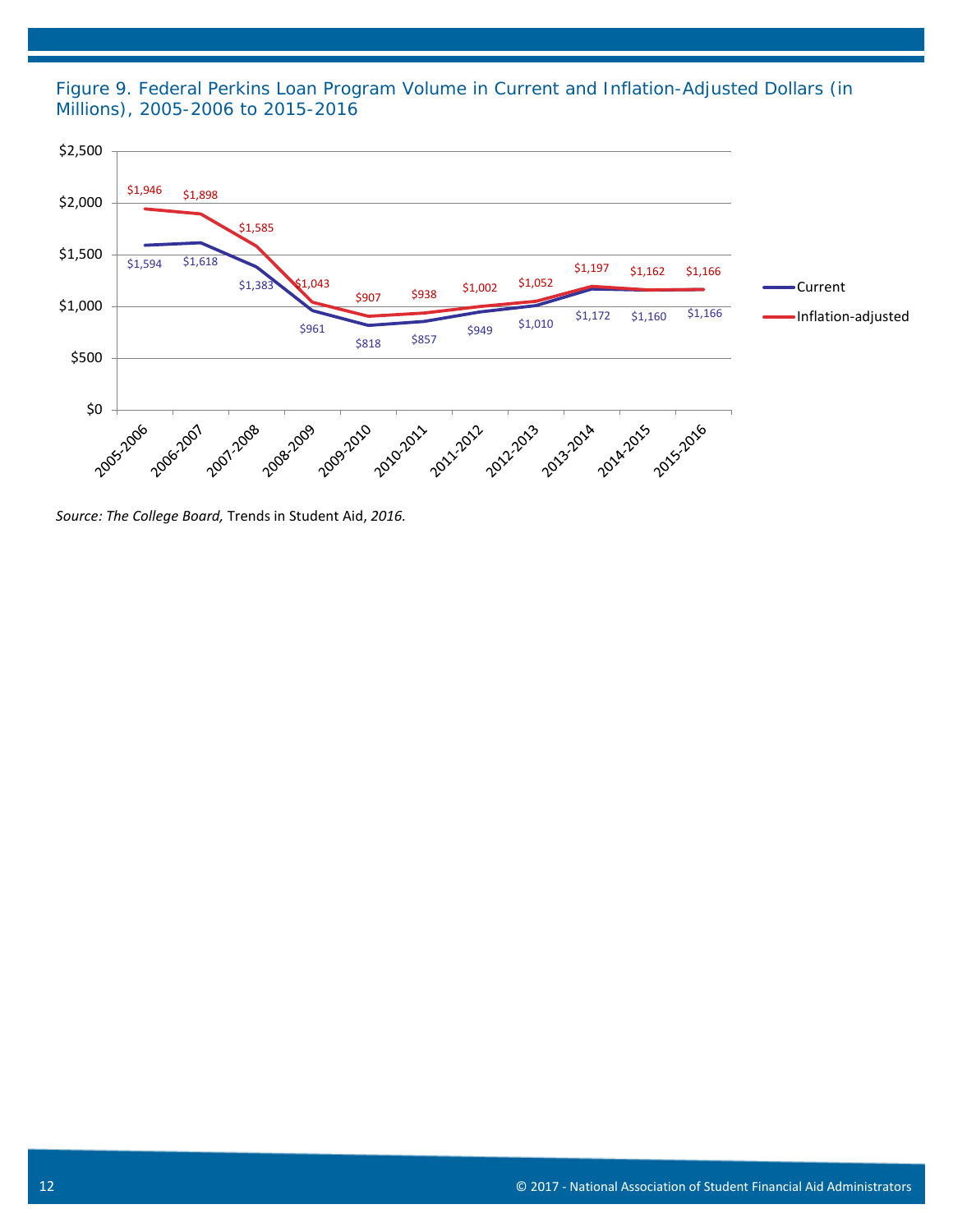Figure 9. Federal Perkins Loan Program Volume in Current and Inflation-Adjusted Dollars (in Millions), 2005-2006 to 2015-2016

| Year | Current | Inflation-adjusted |
| --- | --- | --- |
| 2005-2006 | $1,594 | $1,946 |
| 2006-2007 | $1,618 | $1,898 |
| 2007-2008 | $1,383 | $1,585 |
| 2008-2009 | $961 | $1,043 |
| 2009-2010 | $818 | $907 |
| 2010-2011 | $857 | $938 |
| 2011-2012 | $949 | $1,002 |
| 2012-2013 | $1,010 | $1,052 |
| 2013-2014 | $1,172 | $1,197 |
| 2014-2015 | $1,160 | $1,162 |
| 2015-2016 | $1,166 | $1,166 |

*Source: The College Board,* Trends in Student Aid, *2016.*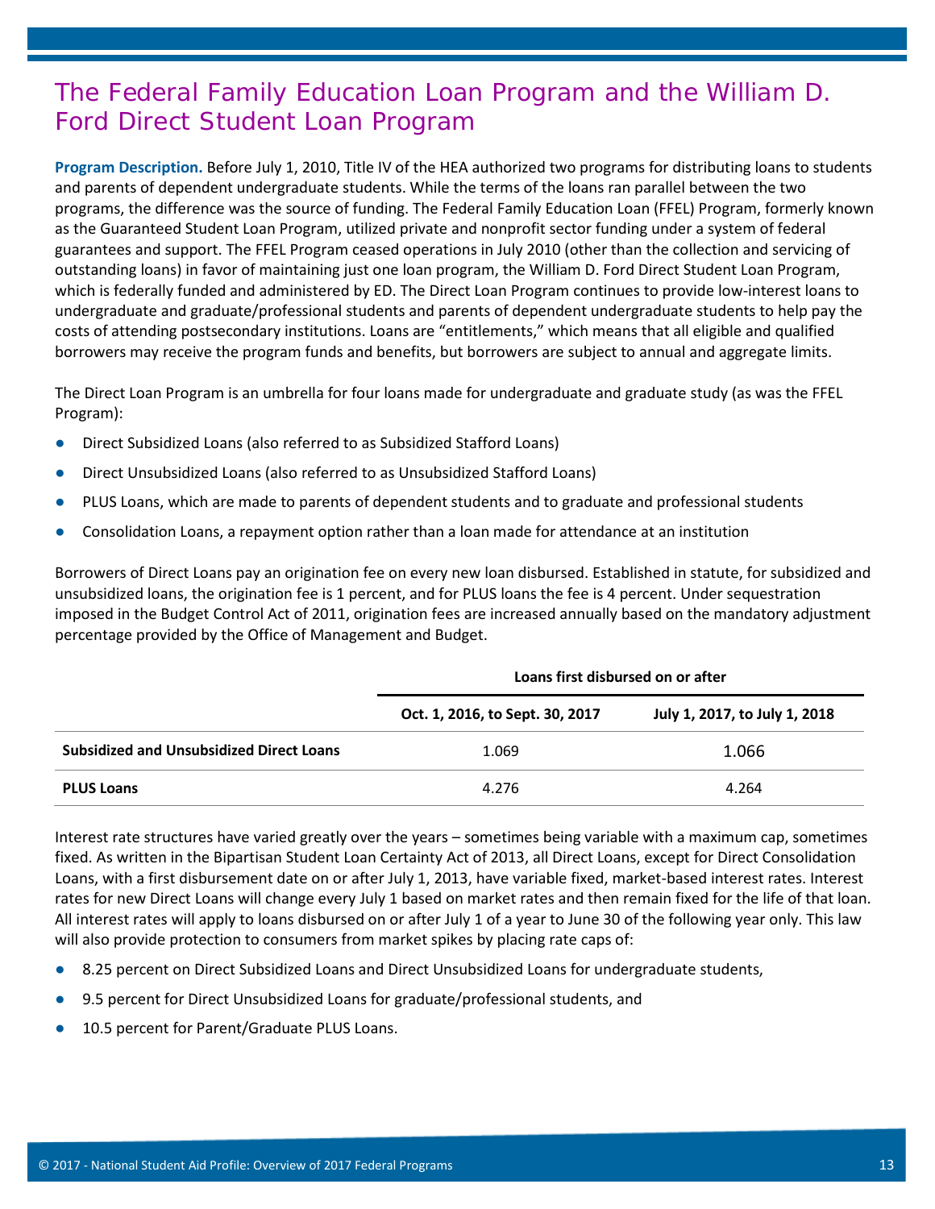# The Federal Family Education Loan Program and the William D. Ford Direct Student Loan Program

**Program Description.** Before July 1, 2010, Title IV of the HEA authorized two programs for distributing loans to students and parents of dependent undergraduate students. While the terms of the loans ran parallel between the two programs, the difference was the source of funding. The Federal Family Education Loan (FFEL) Program, formerly known as the Guaranteed Student Loan Program, utilized private and nonprofit sector funding under a system of federal guarantees and support. The FFEL Program ceased operations in July 2010 (other than the collection and servicing of outstanding loans) in favor of maintaining just one loan program, the William D. Ford Direct Student Loan Program, which is federally funded and administered by ED. The Direct Loan Program continues to provide low-interest loans to undergraduate and graduate/professional students and parents of dependent undergraduate students to help pay the costs of attending postsecondary institutions. Loans are "entitlements," which means that all eligible and qualified borrowers may receive the program funds and benefits, but borrowers are subject to annual and aggregate limits.

The Direct Loan Program is an umbrella for four loans made for undergraduate and graduate study (as was the FFEL Program):

- Direct Subsidized Loans (also referred to as Subsidized Stafford Loans)
- Direct Unsubsidized Loans (also referred to as Unsubsidized Stafford Loans)
- PLUS Loans, which are made to parents of dependent students and to graduate and professional students
- Consolidation Loans, a repayment option rather than a loan made for attendance at an institution

Borrowers of Direct Loans pay an origination fee on every new loan disbursed. Established in statute, for subsidized and unsubsidized loans, the origination fee is 1 percent, and for PLUS loans the fee is 4 percent. Under sequestration imposed in the Budget Control Act of 2011, origination fees are increased annually based on the mandatory adjustment percentage provided by the Office of Management and Budget.

| | Loans first disbursed on or after | |
|---|---|---|
| | **Oct. 1, 2016, to Sept. 30, 2017** | **July 1, 2017, to July 1, 2018** |
| **Subsidized and Unsubsidized Direct Loans** | 1.069 | 1.066 |
| **PLUS Loans** | 4.276 | 4.264 |

Interest rate structures have varied greatly over the years – sometimes being variable with a maximum cap, sometimes fixed. As written in the Bipartisan Student Loan Certainty Act of 2013, all Direct Loans, except for Direct Consolidation Loans, with a first disbursement date on or after July 1, 2013, have variable fixed, market-based interest rates. Interest rates for new Direct Loans will change every July 1 based on market rates and then remain fixed for the life of that loan. All interest rates will apply to loans disbursed on or after July 1 of a year to June 30 of the following year only. This law will also provide protection to consumers from market spikes by placing rate caps of:

- 8.25 percent on Direct Subsidized Loans and Direct Unsubsidized Loans for undergraduate students,
- 9.5 percent for Direct Unsubsidized Loans for graduate/professional students, and
- 10.5 percent for Parent/Graduate PLUS Loans.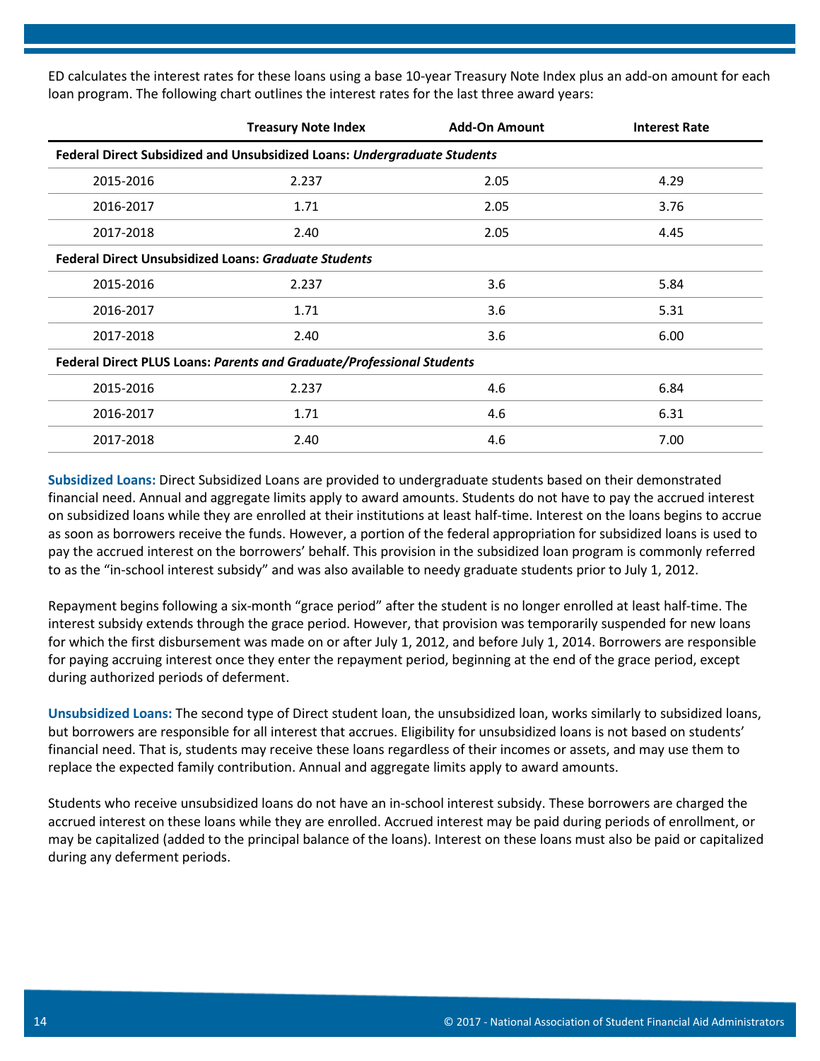ED calculates the interest rates for these loans using a base 10-year Treasury Note Index plus an add-on amount for each loan program. The following chart outlines the interest rates for the last three award years:

| | Treasury Note Index | Add-On Amount | Interest Rate |
|---|---|---|---|
| **Federal Direct Subsidized and Unsubsidized Loans:** ***Undergraduate Students*** | | | |
| 2015-2016 | 2.237 | 2.05 | 4.29 |
| 2016-2017 | 1.71 | 2.05 | 3.76 |
| 2017-2018 | 2.40 | 2.05 | 4.45 |
| **Federal Direct Unsubsidized Loans:** ***Graduate Students*** | | | |
| 2015-2016 | 2.237 | 3.6 | 5.84 |
| 2016-2017 | 1.71 | 3.6 | 5.31 |
| 2017-2018 | 2.40 | 3.6 | 6.00 |
| **Federal Direct PLUS Loans:** ***Parents and Graduate/Professional Students*** | | | |
| 2015-2016 | 2.237 | 4.6 | 6.84 |
| 2016-2017 | 1.71 | 4.6 | 6.31 |
| 2017-2018 | 2.40 | 4.6 | 7.00 |

**Subsidized Loans:** Direct Subsidized Loans are provided to undergraduate students based on their demonstrated financial need. Annual and aggregate limits apply to award amounts. Students do not have to pay the accrued interest on subsidized loans while they are enrolled at their institutions at least half-time. Interest on the loans begins to accrue as soon as borrowers receive the funds. However, a portion of the federal appropriation for subsidized loans is used to pay the accrued interest on the borrowers' behalf. This provision in the subsidized loan program is commonly referred to as the "in-school interest subsidy" and was also available to needy graduate students prior to July 1, 2012.

Repayment begins following a six-month "grace period" after the student is no longer enrolled at least half-time. The interest subsidy extends through the grace period. However, that provision was temporarily suspended for new loans for which the first disbursement was made on or after July 1, 2012, and before July 1, 2014. Borrowers are responsible for paying accruing interest once they enter the repayment period, beginning at the end of the grace period, except during authorized periods of deferment.

**Unsubsidized Loans:** The second type of Direct student loan, the unsubsidized loan, works similarly to subsidized loans, but borrowers are responsible for all interest that accrues. Eligibility for unsubsidized loans is not based on students' financial need. That is, students may receive these loans regardless of their incomes or assets, and may use them to replace the expected family contribution. Annual and aggregate limits apply to award amounts.

Students who receive unsubsidized loans do not have an in-school interest subsidy. These borrowers are charged the accrued interest on these loans while they are enrolled. Accrued interest may be paid during periods of enrollment, or may be capitalized (added to the principal balance of the loans). Interest on these loans must also be paid or capitalized during any deferment periods.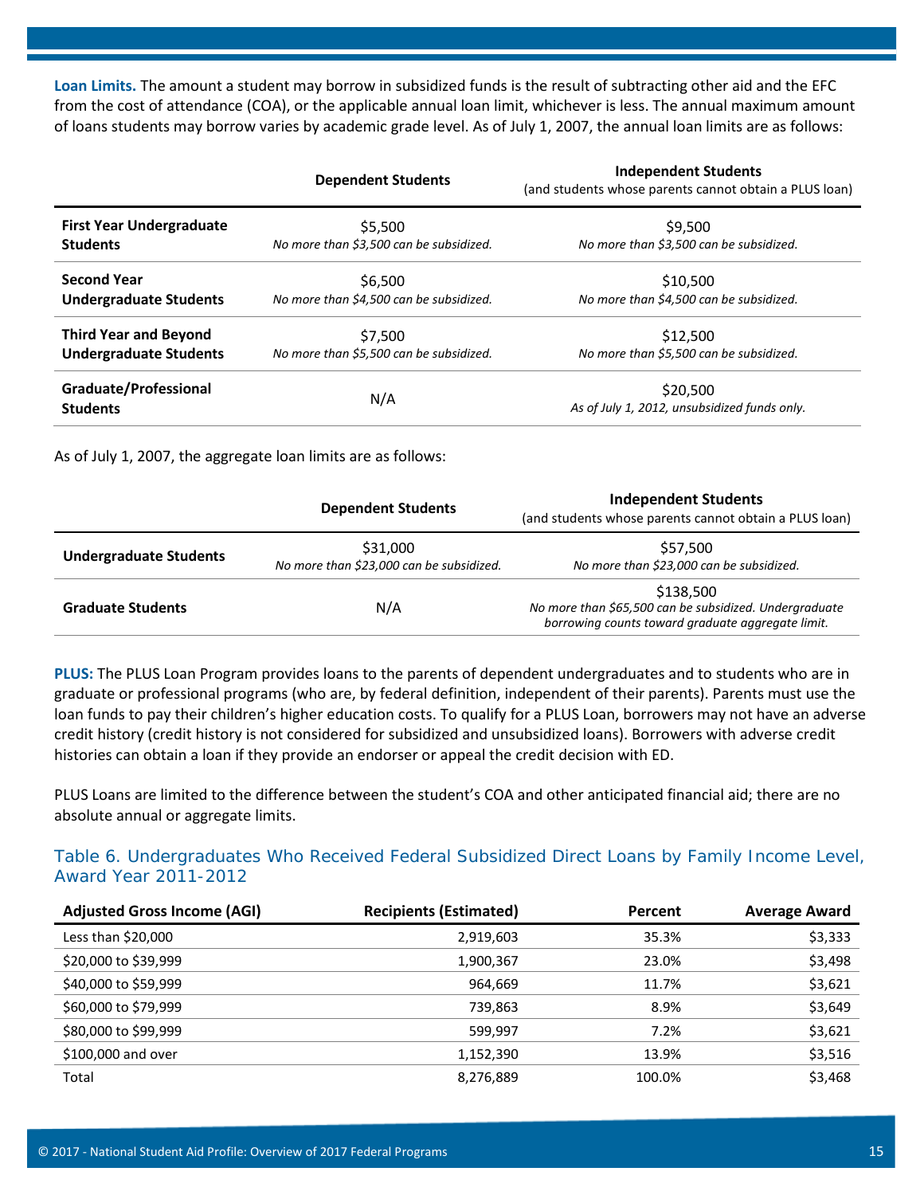**Loan Limits.** The amount a student may borrow in subsidized funds is the result of subtracting other aid and the EFC from the cost of attendance (COA), or the applicable annual loan limit, whichever is less. The annual maximum amount of loans students may borrow varies by academic grade level. As of July 1, 2007, the annual loan limits are as follows:

| | **Dependent Students** | **Independent Students** (and students whose parents cannot obtain a PLUS loan) |
|---|---|---|
| **First Year Undergraduate Students** | $5,500 *No more than $3,500 can be subsidized.* | $9,500 *No more than $3,500 can be subsidized.* |
| **Second Year Undergraduate Students** | $6,500 *No more than $4,500 can be subsidized.* | $10,500 *No more than $4,500 can be subsidized.* |
| **Third Year and Beyond Undergraduate Students** | $7,500 *No more than $5,500 can be subsidized.* | $12,500 *No more than $5,500 can be subsidized.* |
| **Graduate/Professional Students** | N/A | $20,500 *As of July 1, 2012, unsubsidized funds only.* |

As of July 1, 2007, the aggregate loan limits are as follows:

| | **Dependent Students** | **Independent Students** (and students whose parents cannot obtain a PLUS loan) |
|---|---|---|
| **Undergraduate Students** | $31,000 *No more than $23,000 can be subsidized.* | $57,500 *No more than $23,000 can be subsidized.* |
| **Graduate Students** | N/A | $138,500 *No more than $65,500 can be subsidized. Undergraduate borrowing counts toward graduate aggregate limit.* |

**PLUS:** The PLUS Loan Program provides loans to the parents of dependent undergraduates and to students who are in graduate or professional programs (who are, by federal definition, independent of their parents). Parents must use the loan funds to pay their children's higher education costs. To qualify for a PLUS Loan, borrowers may not have an adverse credit history (credit history is not considered for subsidized and unsubsidized loans). Borrowers with adverse credit histories can obtain a loan if they provide an endorser or appeal the credit decision with ED.

PLUS Loans are limited to the difference between the student's COA and other anticipated financial aid; there are no absolute annual or aggregate limits.

### Table 6. Undergraduates Who Received Federal Subsidized Direct Loans by Family Income Level, Award Year 2011-2012

| Adjusted Gross Income (AGI) | Recipients (Estimated) | Percent | Average Award |
|---|---:|---:|---:|
| Less than $20,000 | 2,919,603 | 35.3% | $3,333 |
| $20,000 to $39,999 | 1,900,367 | 23.0% | $3,498 |
| $40,000 to $59,999 | 964,669 | 11.7% | $3,621 |
| $60,000 to $79,999 | 739,863 | 8.9% | $3,649 |
| $80,000 to $99,999 | 599,997 | 7.2% | $3,621 |
| $100,000 and over | 1,152,390 | 13.9% | $3,516 |
| Total | 8,276,889 | 100.0% | $3,468 |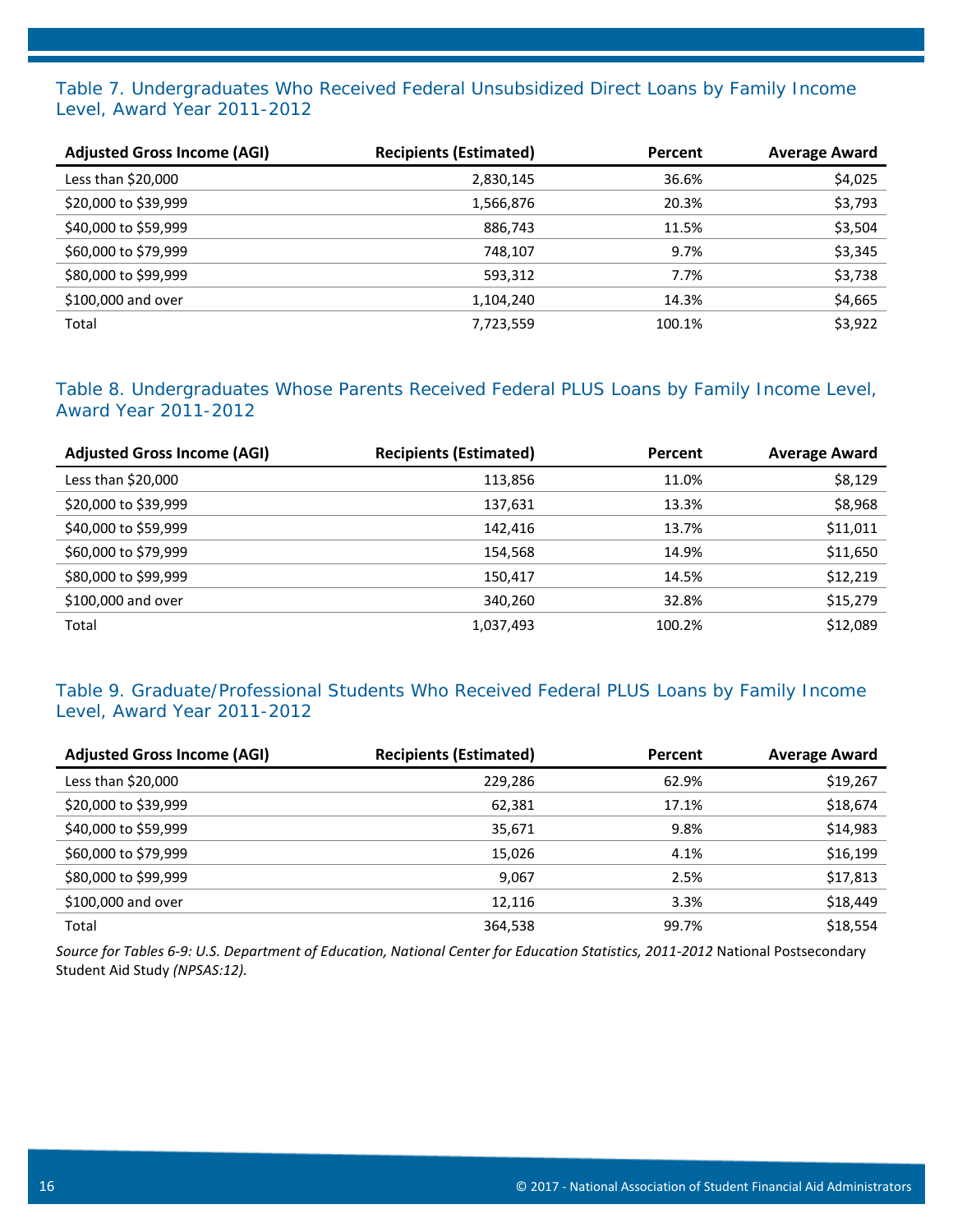### Table 7. Undergraduates Who Received Federal Unsubsidized Direct Loans by Family Income Level, Award Year 2011-2012

| Adjusted Gross Income (AGI) | Recipients (Estimated) | Percent | Average Award |
|---|---|---|---|
| Less than $20,000 | 2,830,145 | 36.6% | $4,025 |
| $20,000 to $39,999 | 1,566,876 | 20.3% | $3,793 |
| $40,000 to $59,999 | 886,743 | 11.5% | $3,504 |
| $60,000 to $79,999 | 748,107 | 9.7% | $3,345 |
| $80,000 to $99,999 | 593,312 | 7.7% | $3,738 |
| $100,000 and over | 1,104,240 | 14.3% | $4,665 |
| Total | 7,723,559 | 100.1% | $3,922 |

### Table 8. Undergraduates Whose Parents Received Federal PLUS Loans by Family Income Level, Award Year 2011-2012

| Adjusted Gross Income (AGI) | Recipients (Estimated) | Percent | Average Award |
|---|---|---|---|
| Less than $20,000 | 113,856 | 11.0% | $8,129 |
| $20,000 to $39,999 | 137,631 | 13.3% | $8,968 |
| $40,000 to $59,999 | 142,416 | 13.7% | $11,011 |
| $60,000 to $79,999 | 154,568 | 14.9% | $11,650 |
| $80,000 to $99,999 | 150,417 | 14.5% | $12,219 |
| $100,000 and over | 340,260 | 32.8% | $15,279 |
| Total | 1,037,493 | 100.2% | $12,089 |

### Table 9. Graduate/Professional Students Who Received Federal PLUS Loans by Family Income Level, Award Year 2011-2012

| Adjusted Gross Income (AGI) | Recipients (Estimated) | Percent | Average Award |
|---|---|---|---|
| Less than $20,000 | 229,286 | 62.9% | $19,267 |
| $20,000 to $39,999 | 62,381 | 17.1% | $18,674 |
| $40,000 to $59,999 | 35,671 | 9.8% | $14,983 |
| $60,000 to $79,999 | 15,026 | 4.1% | $16,199 |
| $80,000 to $99,999 | 9,067 | 2.5% | $17,813 |
| $100,000 and over | 12,116 | 3.3% | $18,449 |
| Total | 364,538 | 99.7% | $18,554 |

*Source for Tables 6-9: U.S. Department of Education, National Center for Education Statistics, 2011-2012* National Postsecondary Student Aid Study *(NPSAS:12).*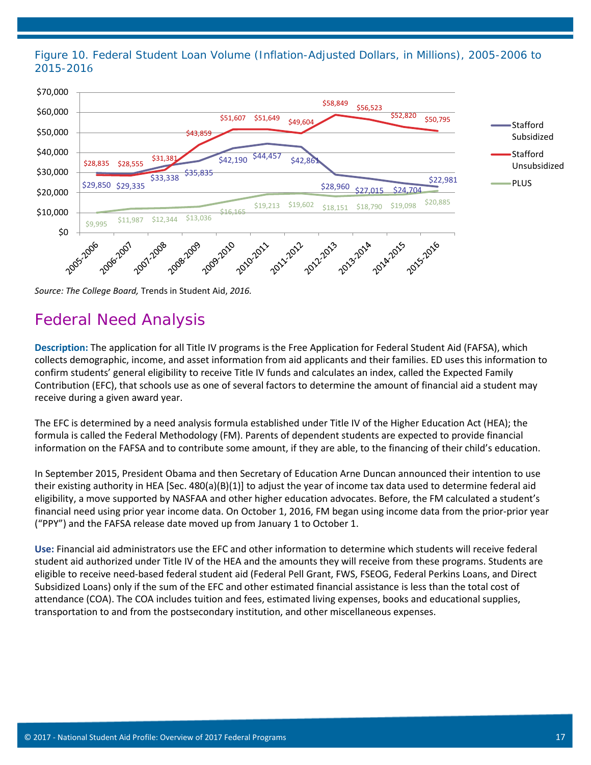Figure 10. Federal Student Loan Volume (Inflation-Adjusted Dollars, in Millions), 2005-2006 to 2015-2016

| Year | Stafford Subsidized | Stafford Unsubsidized | PLUS |
| --- | --- | --- | --- |
| 2005-2006 | $29,850 | $28,835 | $9,995 |
| 2006-2007 | $29,335 | $28,555 | $11,987 |
| 2007-2008 | $33,338 | $31,381 | $12,344 |
| 2008-2009 | $35,835 | $43,859 | $13,036 |
| 2009-2010 | $42,190 | $51,607 | $16,165 |
| 2010-2011 | $44,457 | $51,649 | $19,213 |
| 2011-2012 | $42,861 | $49,604 | $19,602 |
| 2012-2013 | $28,960 | $58,849 | $18,151 |
| 2013-2014 | $27,015 | $56,523 | $18,790 |
| 2014-2015 | $24,704 | $52,820 | $19,098 |
| 2015-2016 | $22,981 | $50,795 | $20,885 |

*Source: The College Board,* Trends in Student Aid, *2016.*

# Federal Need Analysis

**Description:** The application for all Title IV programs is the Free Application for Federal Student Aid (FAFSA), which collects demographic, income, and asset information from aid applicants and their families. ED uses this information to confirm students' general eligibility to receive Title IV funds and calculates an index, called the Expected Family Contribution (EFC), that schools use as one of several factors to determine the amount of financial aid a student may receive during a given award year.

The EFC is determined by a need analysis formula established under Title IV of the Higher Education Act (HEA); the formula is called the Federal Methodology (FM). Parents of dependent students are expected to provide financial information on the FAFSA and to contribute some amount, if they are able, to the financing of their child's education.

In September 2015, President Obama and then Secretary of Education Arne Duncan announced their intention to use their existing authority in HEA [Sec. 480(a)(B)(1)] to adjust the year of income tax data used to determine federal aid eligibility, a move supported by NASFAA and other higher education advocates. Before, the FM calculated a student's financial need using prior year income data. On October 1, 2016, FM began using income data from the prior-prior year ("PPY") and the FAFSA release date moved up from January 1 to October 1.

**Use:** Financial aid administrators use the EFC and other information to determine which students will receive federal student aid authorized under Title IV of the HEA and the amounts they will receive from these programs. Students are eligible to receive need-based federal student aid (Federal Pell Grant, FWS, FSEOG, Federal Perkins Loans, and Direct Subsidized Loans) only if the sum of the EFC and other estimated financial assistance is less than the total cost of attendance (COA). The COA includes tuition and fees, estimated living expenses, books and educational supplies, transportation to and from the postsecondary institution, and other miscellaneous expenses.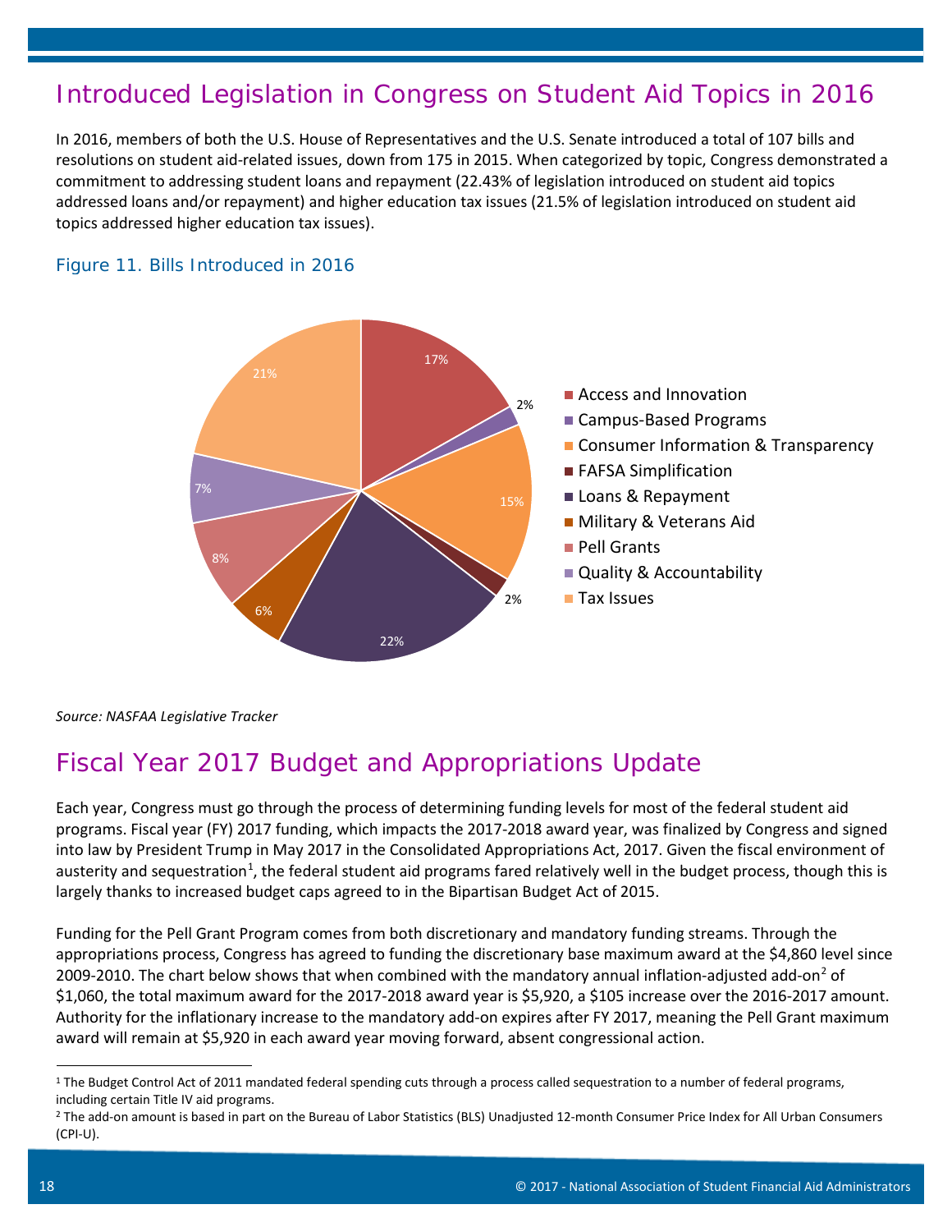## Introduced Legislation in Congress on Student Aid Topics in 2016

In 2016, members of both the U.S. House of Representatives and the U.S. Senate introduced a total of 107 bills and resolutions on student aid-related issues, down from 175 in 2015. When categorized by topic, Congress demonstrated a commitment to addressing student loans and repayment (22.43% of legislation introduced on student aid topics addressed loans and/or repayment) and higher education tax issues (21.5% of legislation introduced on student aid topics addressed higher education tax issues).

### Figure 11. Bills Introduced in 2016

| Topic | Share |
|---|---|
| Access and Innovation | 17% |
| Campus-Based Programs | 2% |
| Consumer Information & Transparency | 15% |
| FAFSA Simplification | 2% |
| Loans & Repayment | 22% |
| Military & Veterans Aid | 6% |
| Pell Grants | 8% |
| Quality & Accountability | 7% |
| Tax Issues | 21% |

*Source: NASFAA Legislative Tracker*

## Fiscal Year 2017 Budget and Appropriations Update

Each year, Congress must go through the process of determining funding levels for most of the federal student aid programs. Fiscal year (FY) 2017 funding, which impacts the 2017-2018 award year, was finalized by Congress and signed into law by President Trump in May 2017 in the Consolidated Appropriations Act, 2017. Given the fiscal environment of austerity and sequestration[1], the federal student aid programs fared relatively well in the budget process, though this is largely thanks to increased budget caps agreed to in the Bipartisan Budget Act of 2015.

Funding for the Pell Grant Program comes from both discretionary and mandatory funding streams. Through the appropriations process, Congress has agreed to funding the discretionary base maximum award at the $4,860 level since 2009-2010. The chart below shows that when combined with the mandatory annual inflation-adjusted add-on[2] of $1,060, the total maximum award for the 2017-2018 award year is $5,920, a $105 increase over the 2016-2017 amount. Authority for the inflationary increase to the mandatory add-on expires after FY 2017, meaning the Pell Grant maximum award will remain at $5,920 in each award year moving forward, absent congressional action.

---

[1] The Budget Control Act of 2011 mandated federal spending cuts through a process called sequestration to a number of federal programs, including certain Title IV aid programs.

[2] The add-on amount is based in part on the Bureau of Labor Statistics (BLS) Unadjusted 12-month Consumer Price Index for All Urban Consumers (CPI-U).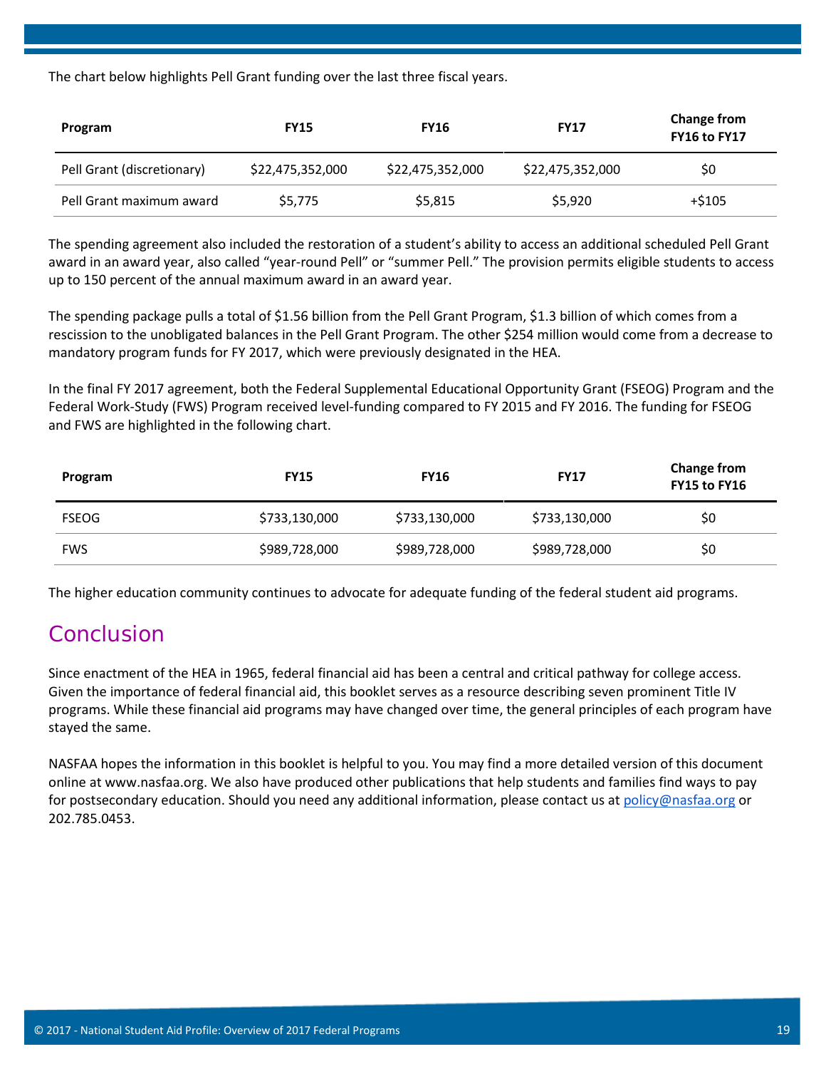The chart below highlights Pell Grant funding over the last three fiscal years.

| Program | FY15 | FY16 | FY17 | Change from FY16 to FY17 |
|---|---|---|---|---|
| Pell Grant (discretionary) | $22,475,352,000 | $22,475,352,000 | $22,475,352,000 | $0 |
| Pell Grant maximum award | $5,775 | $5,815 | $5,920 | +$105 |

The spending agreement also included the restoration of a student's ability to access an additional scheduled Pell Grant award in an award year, also called "year-round Pell" or "summer Pell." The provision permits eligible students to access up to 150 percent of the annual maximum award in an award year.

The spending package pulls a total of $1.56 billion from the Pell Grant Program, $1.3 billion of which comes from a rescission to the unobligated balances in the Pell Grant Program. The other $254 million would come from a decrease to mandatory program funds for FY 2017, which were previously designated in the HEA.

In the final FY 2017 agreement, both the Federal Supplemental Educational Opportunity Grant (FSEOG) Program and the Federal Work-Study (FWS) Program received level-funding compared to FY 2015 and FY 2016. The funding for FSEOG and FWS are highlighted in the following chart.

| Program | FY15 | FY16 | FY17 | Change from FY15 to FY16 |
|---|---|---|---|---|
| FSEOG | $733,130,000 | $733,130,000 | $733,130,000 | $0 |
| FWS | $989,728,000 | $989,728,000 | $989,728,000 | $0 |

The higher education community continues to advocate for adequate funding of the federal student aid programs.

## Conclusion

Since enactment of the HEA in 1965, federal financial aid has been a central and critical pathway for college access. Given the importance of federal financial aid, this booklet serves as a resource describing seven prominent Title IV programs. While these financial aid programs may have changed over time, the general principles of each program have stayed the same.

NASFAA hopes the information in this booklet is helpful to you. You may find a more detailed version of this document online at www.nasfaa.org. We also have produced other publications that help students and families find ways to pay for postsecondary education. Should you need any additional information, please contact us at policy@nasfaa.org or 202.785.0453.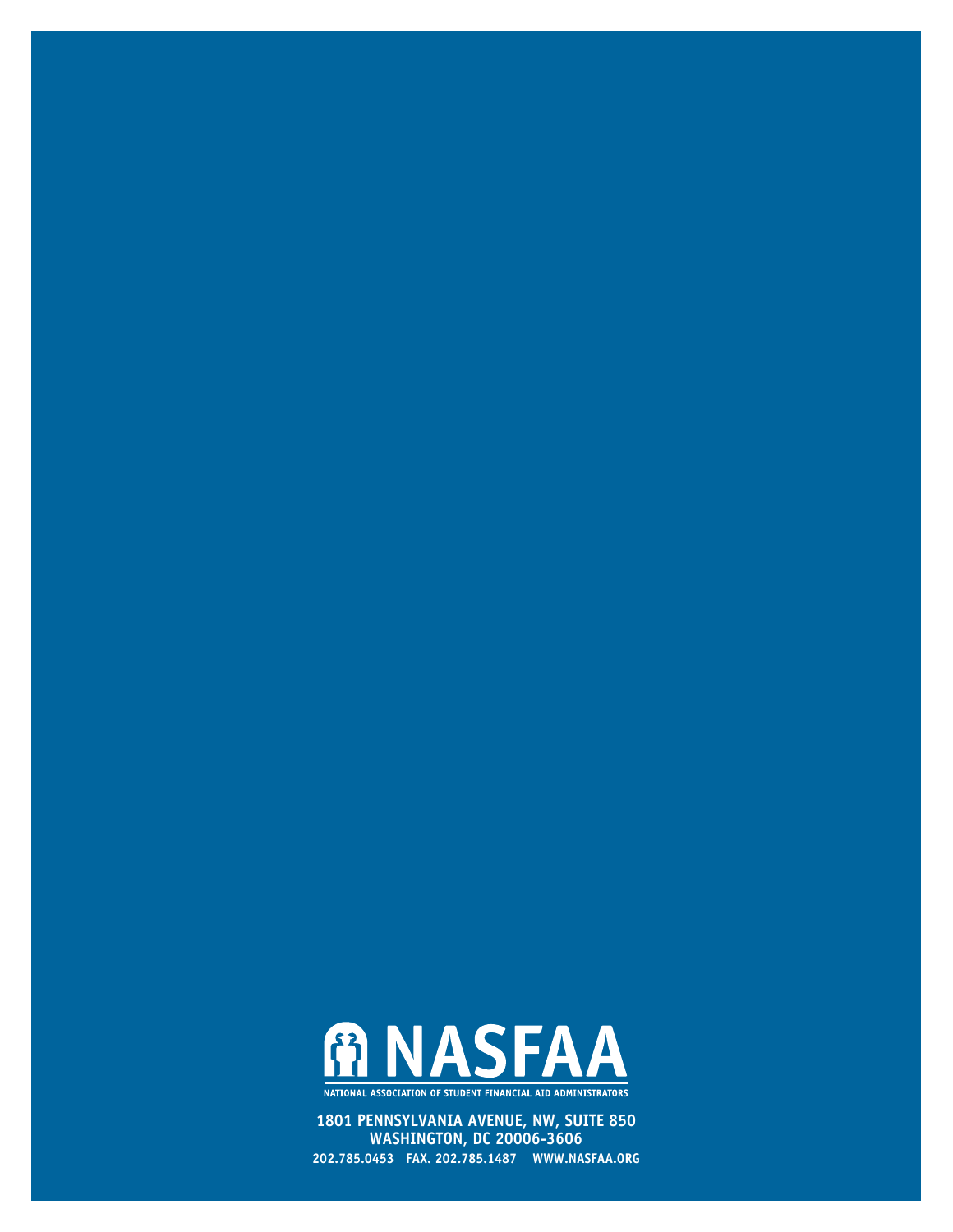NASFAA

NATIONAL ASSOCIATION OF STUDENT FINANCIAL AID ADMINISTRATORS

1801 PENNSYLVANIA AVENUE, NW, SUITE 850
WASHINGTON, DC 20006-3606
202.785.0453 FAX. 202.785.1487 WWW.NASFAA.ORG